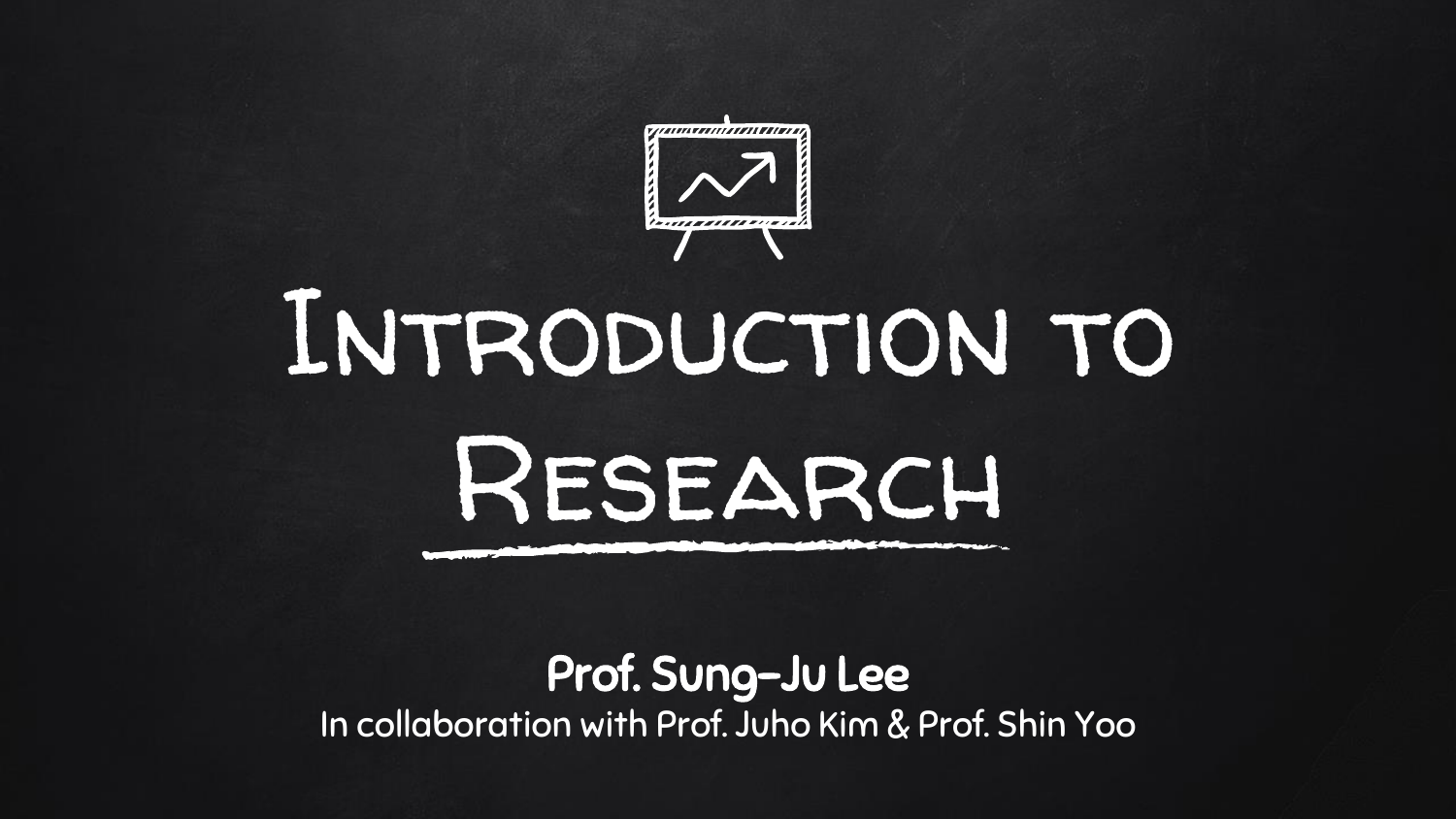# Introduction to Research

**Prof. Sung-Ju Lee**

In collaboration with Prof. Juho Kim & Prof. Shin Yoo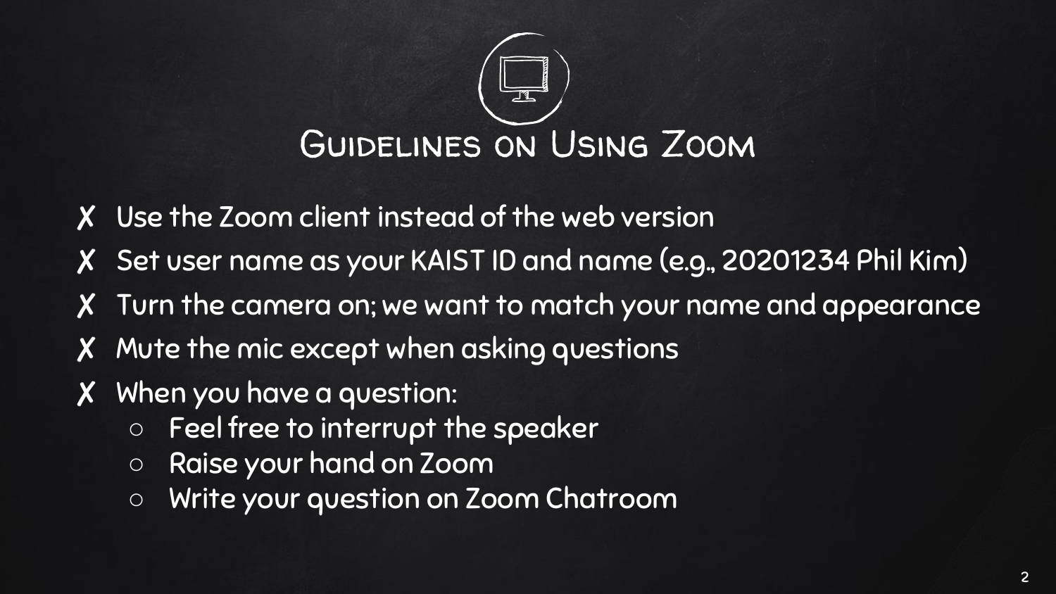# Guidelines on Using Zoom

- Use the Zoom client instead of the web version
- Set user name as your KAIST ID and name (e.g., 20201234 Phil Kim)
- Turn the camera on; we want to match your name and appearance
- Mute the mic except when asking questions
- When you have a question:
  - Feel free to interrupt the speaker
  - Raise your hand on Zoom
  - Write your question on Zoom Chatroom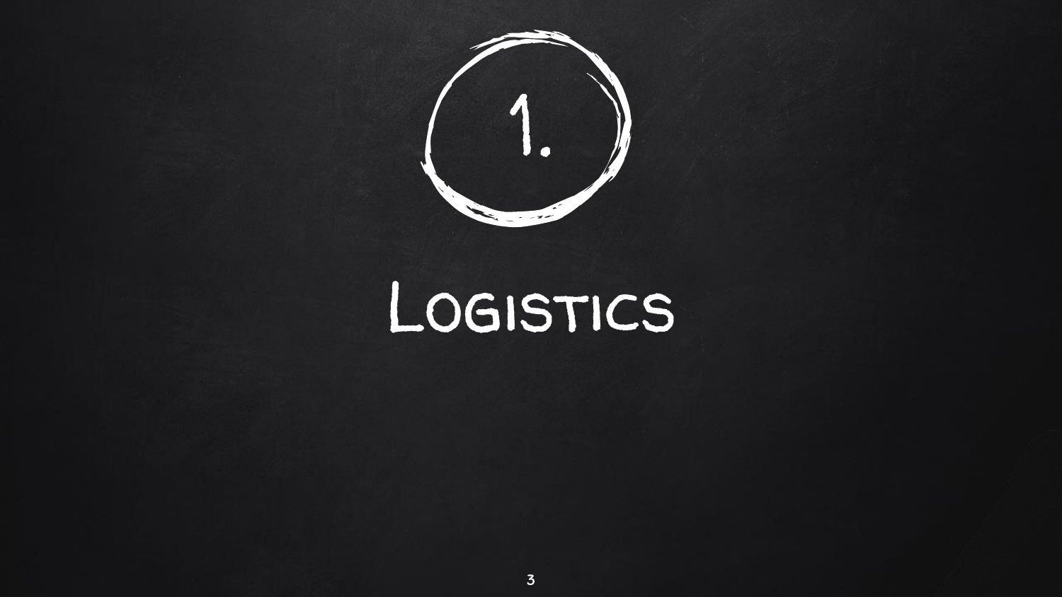# 1.

# Logistics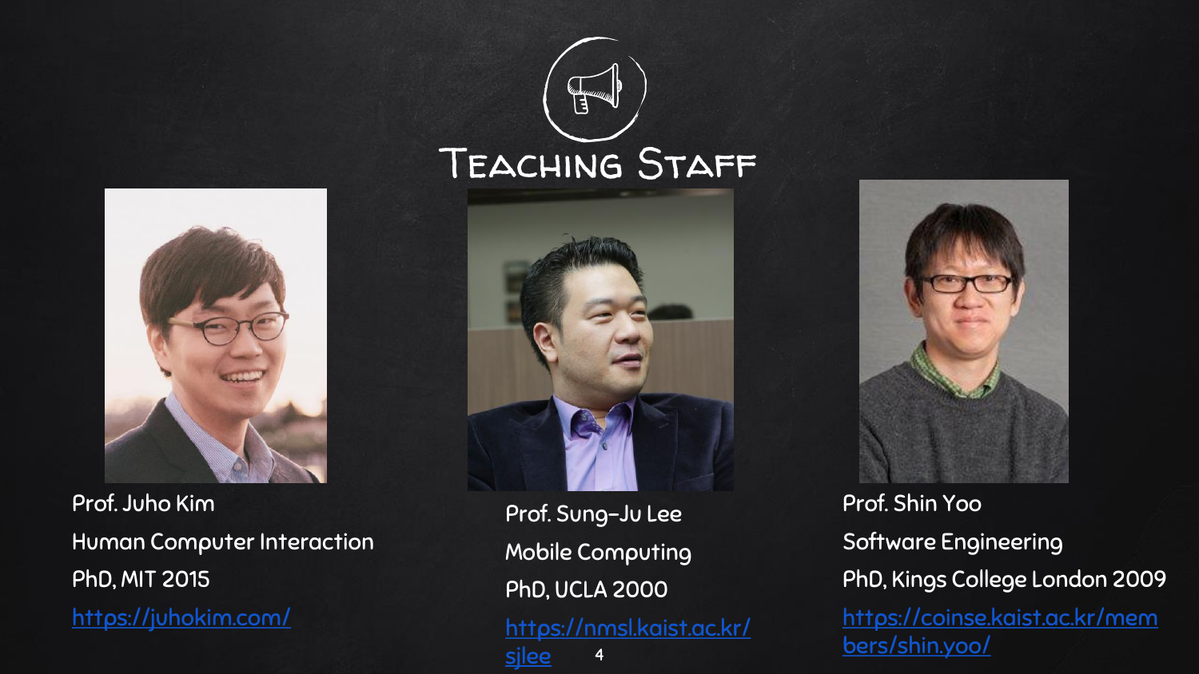# Teaching Staff

Prof. Juho Kim
Human Computer Interaction
PhD, MIT 2015
[https://juhokim.com/](https://juhokim.com/)

Prof. Sung-Ju Lee
Mobile Computing
PhD, UCLA 2000
[https://nmsl.kaist.ac.kr/sjlee](https://nmsl.kaist.ac.kr/sjlee)

Prof. Shin Yoo
Software Engineering
PhD, Kings College London 2009
[https://coinse.kaist.ac.kr/members/shin.yoo/](https://coinse.kaist.ac.kr/members/shin.yoo/)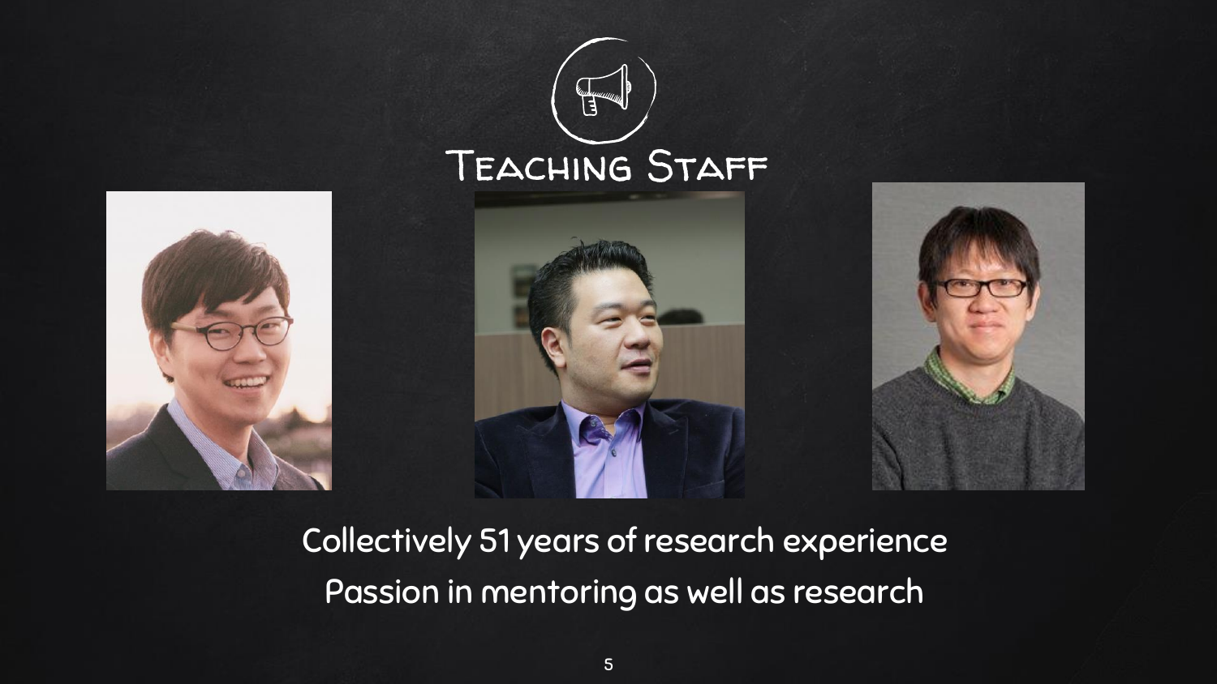# Teaching Staff

Collectively 51 years of research experience

Passion in mentoring as well as research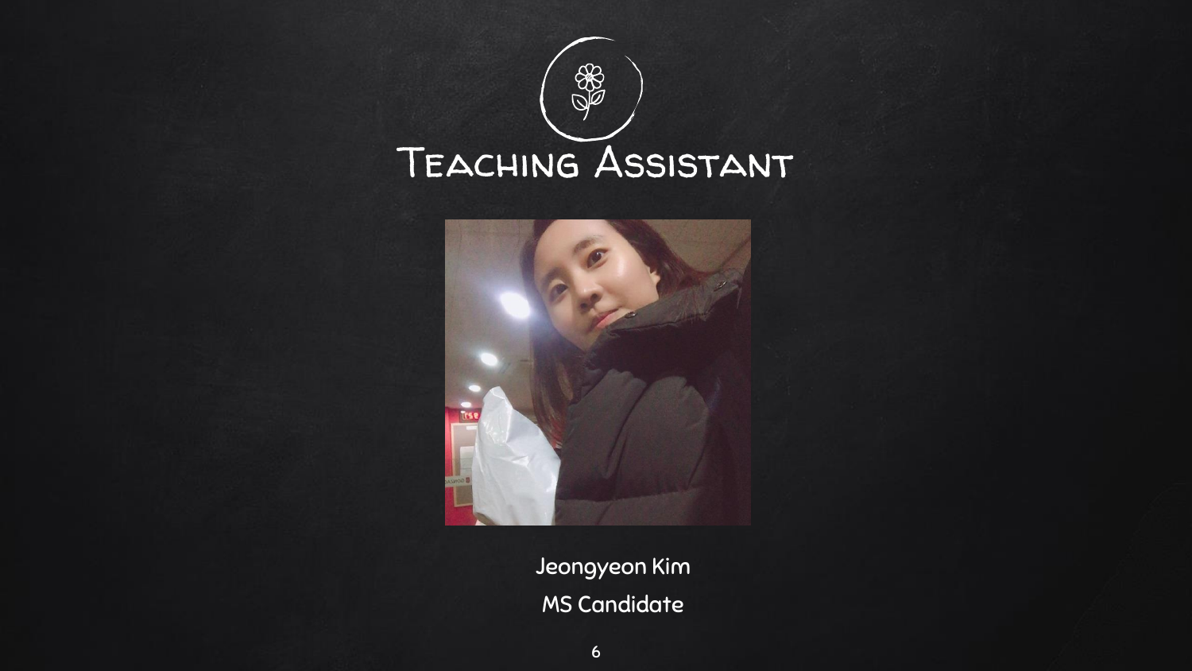# Teaching Assistant

Jeongyeon Kim

MS Candidate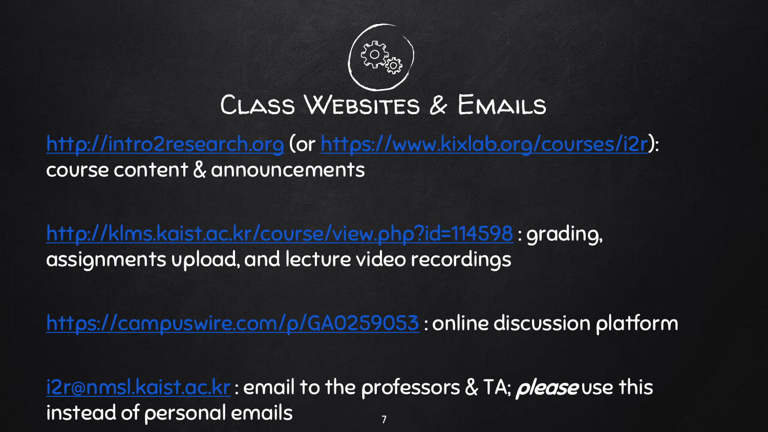# Class Websites & Emails

http://intro2research.org (or https://www.kixlab.org/courses/i2r): course content & announcements

http://klms.kaist.ac.kr/course/view.php?id=114598 : grading, assignments upload, and lecture video recordings

https://campuswire.com/p/GA0259053 : online discussion platform

i2r@nmsl.kaist.ac.kr : email to the professors & TA; ***please*** use this instead of personal emails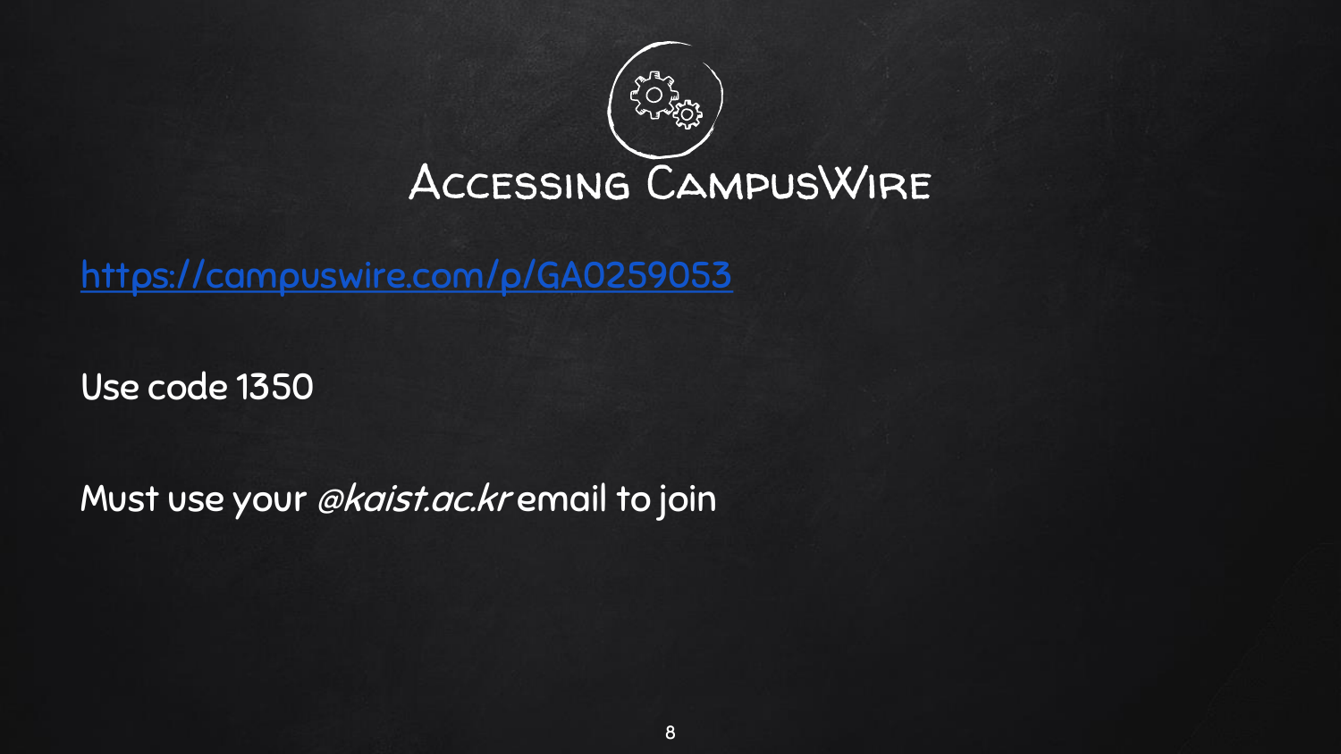# Accessing CampusWire

[https://campuswire.com/p/GA0259053](https://campuswire.com/p/GA0259053)

Use code 1350

Must use your *@kaist.ac.kr* email to join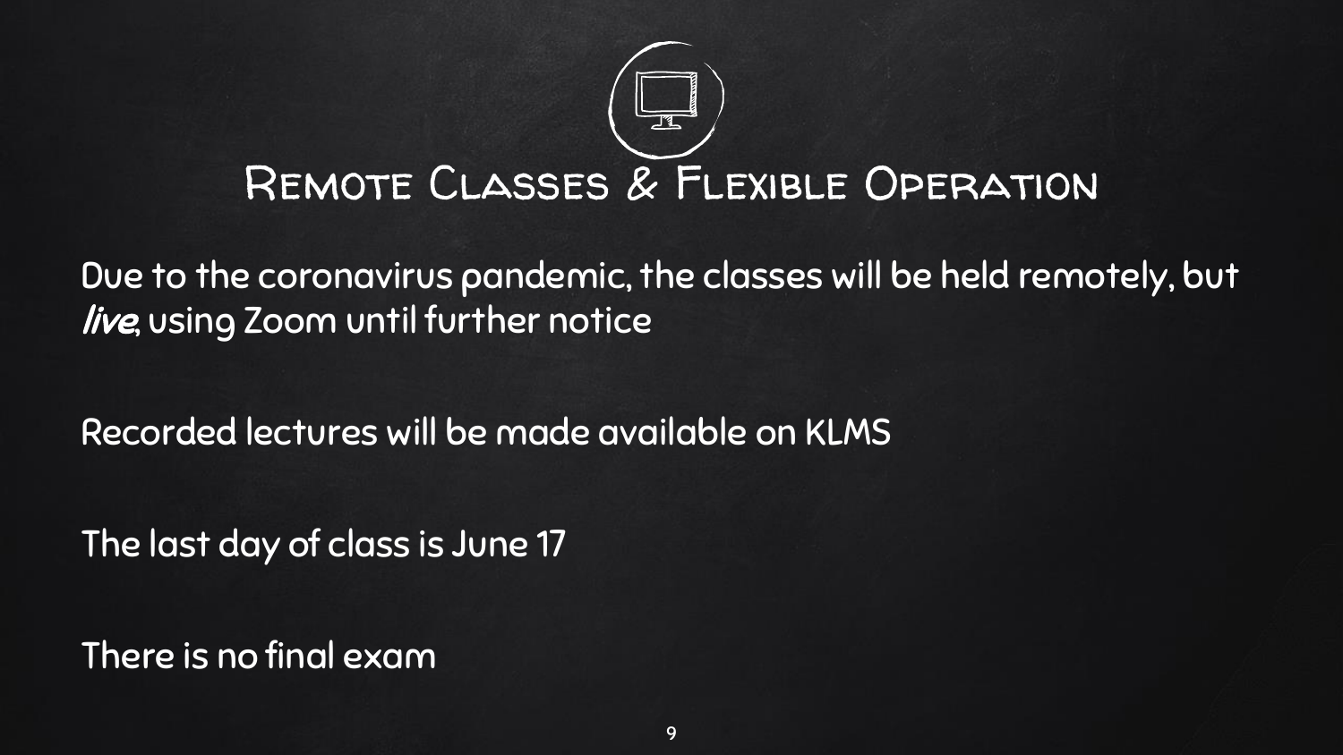# Remote Classes & Flexible Operation

Due to the coronavirus pandemic, the classes will be held remotely, but ***live***, using Zoom until further notice

Recorded lectures will be made available on KLMS

The last day of class is June 17

There is no final exam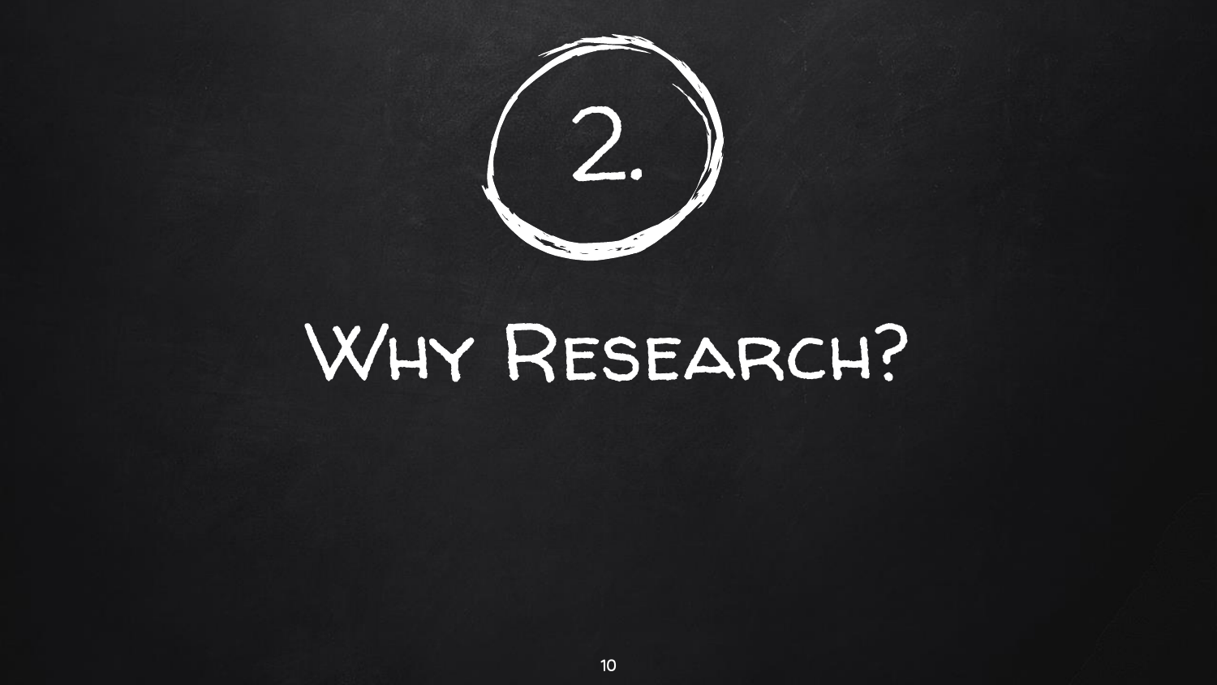# 2.

# Why Research?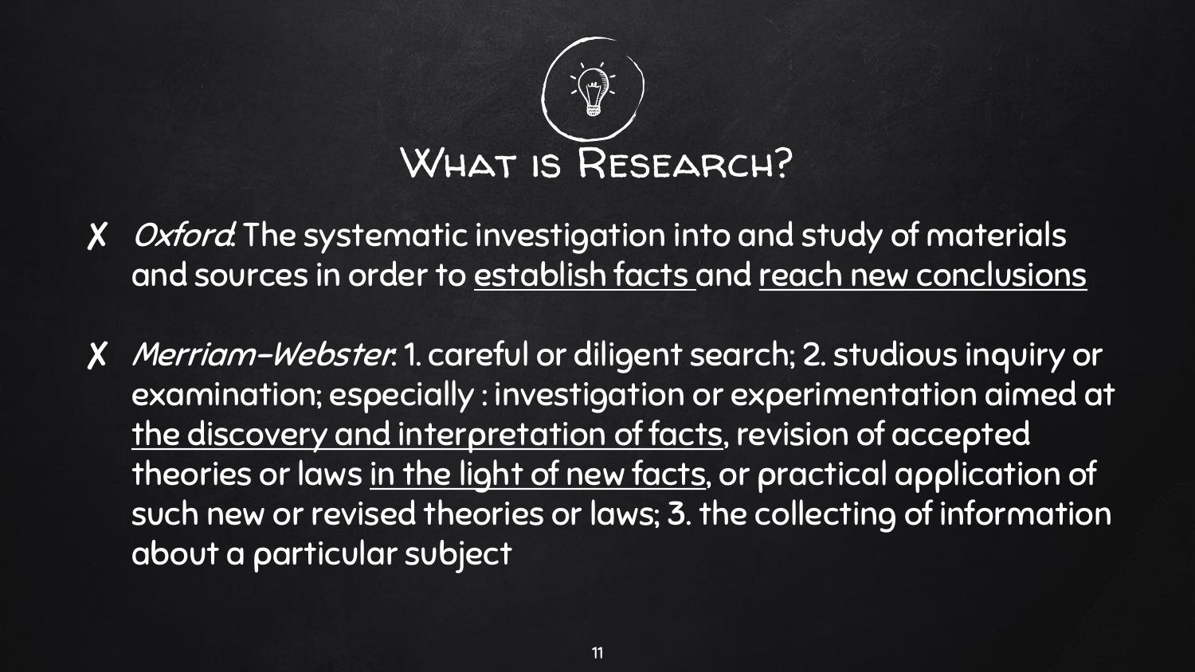# What is Research?

- *Oxford*: The systematic investigation into and study of materials and sources in order to establish facts and reach new conclusions

- *Merriam-Webster*: 1. careful or diligent search; 2. studious inquiry or examination; especially : investigation or experimentation aimed at the discovery and interpretation of facts, revision of accepted theories or laws in the light of new facts, or practical application of such new or revised theories or laws; 3. the collecting of information about a particular subject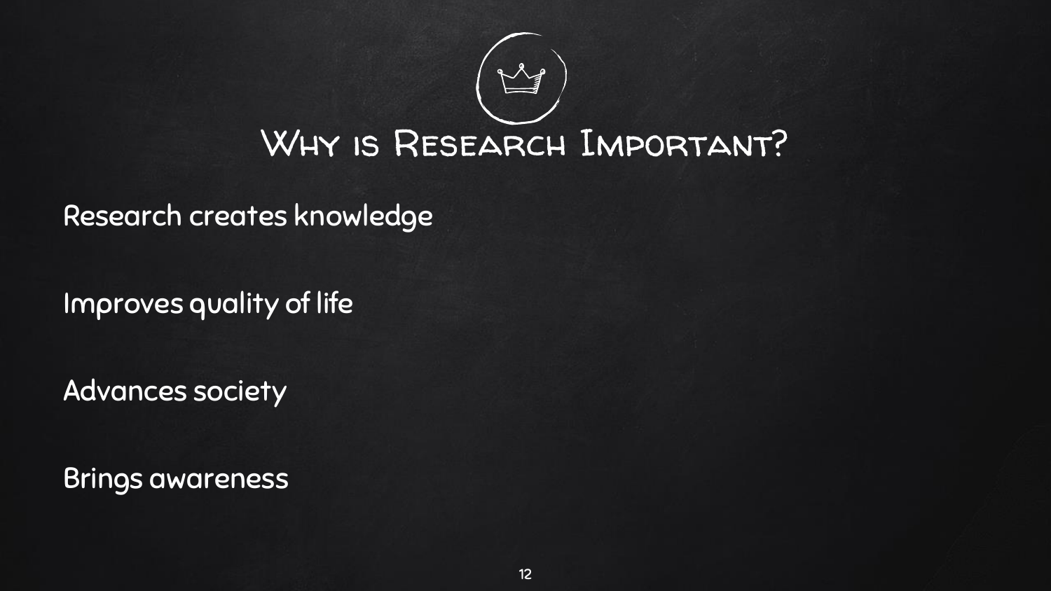# Why is Research Important?

Research creates knowledge

Improves quality of life

Advances society

Brings awareness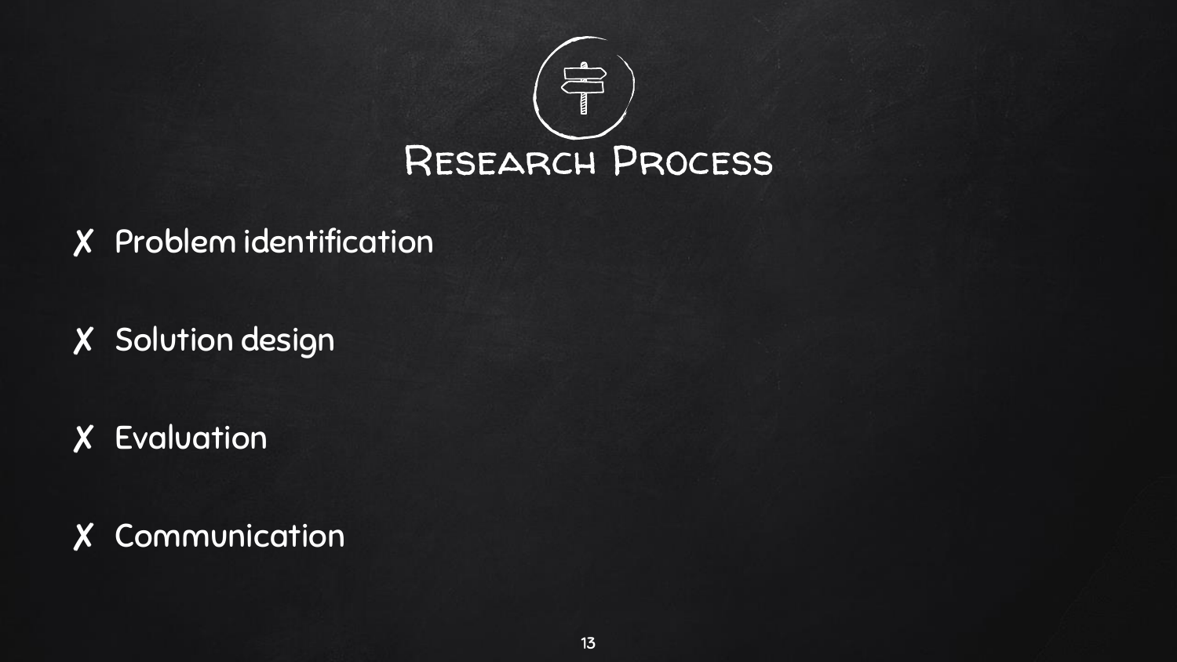# Research Process

- Problem identification
- Solution design
- Evaluation
- Communication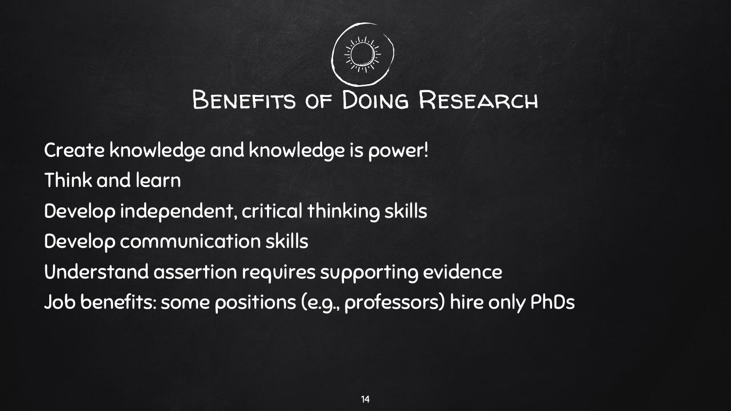# Benefits of Doing Research

- Create knowledge and knowledge is power!
- Think and learn
- Develop independent, critical thinking skills
- Develop communication skills
- Understand assertion requires supporting evidence
- Job benefits: some positions (e.g., professors) hire only PhDs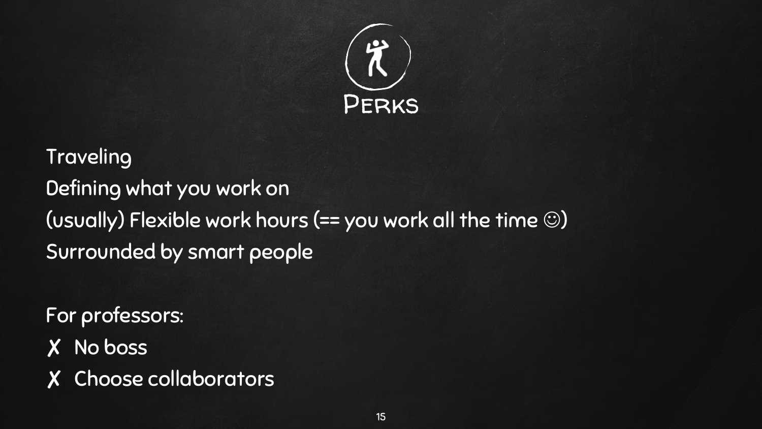# Perks

Traveling

Defining what you work on

(usually) Flexible work hours (== you work all the time ☺)

Surrounded by smart people

For professors:

- ✗ No boss
- ✗ Choose collaborators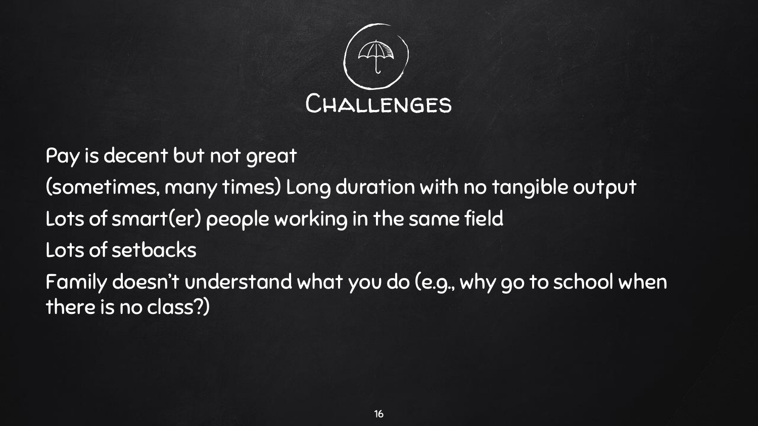# Challenges

Pay is decent but not great

(sometimes, many times) Long duration with no tangible output

Lots of smart(er) people working in the same field

Lots of setbacks

Family doesn't understand what you do (e.g., why go to school when there is no class?)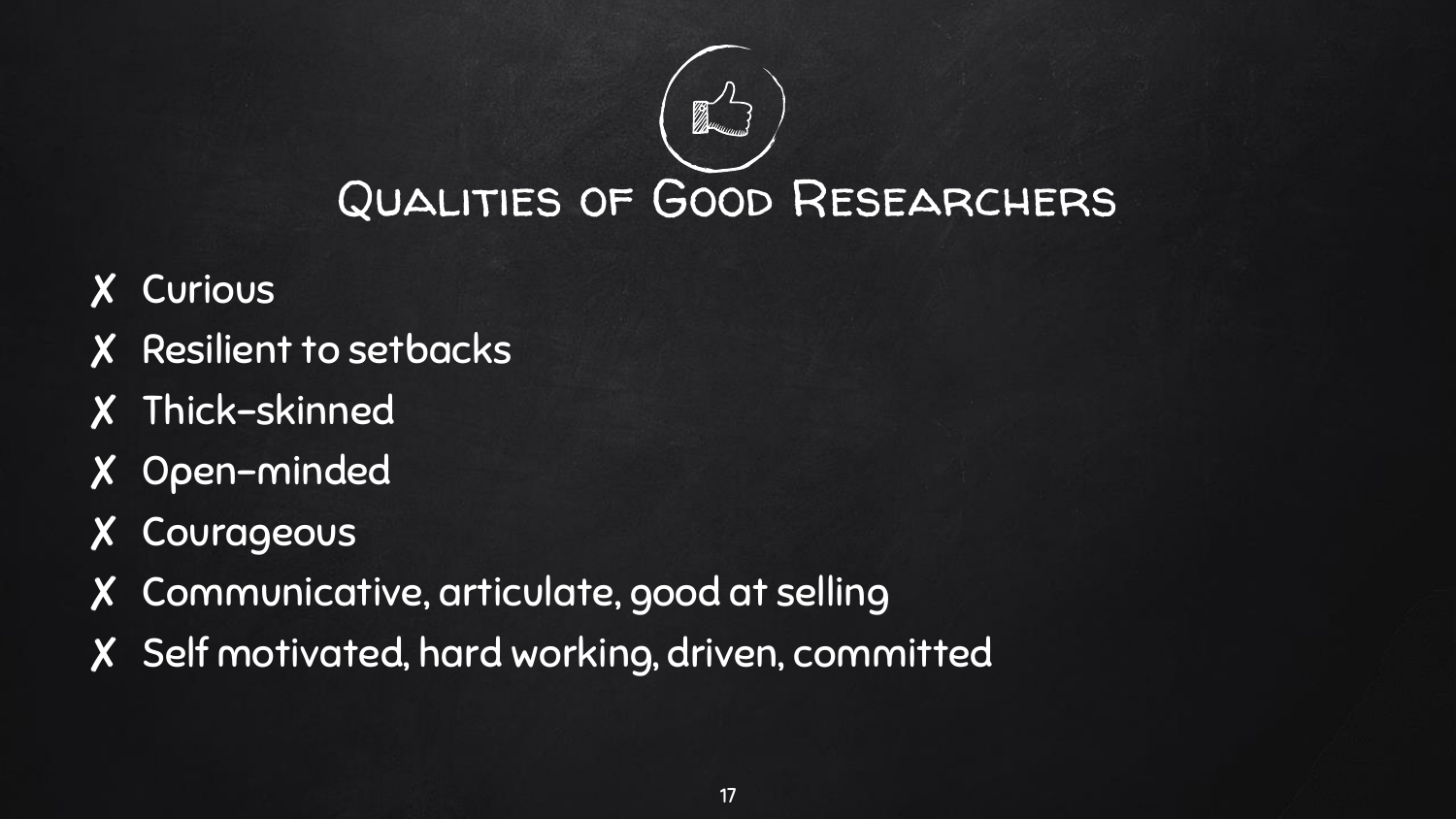# Qualities of Good Researchers

- ✗ Curious
- ✗ Resilient to setbacks
- ✗ Thick-skinned
- ✗ Open-minded
- ✗ Courageous
- ✗ Communicative, articulate, good at selling
- ✗ Self motivated, hard working, driven, committed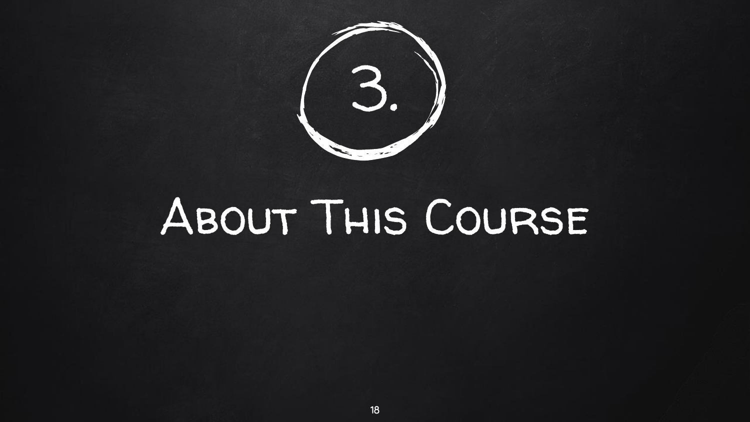3.

# About This Course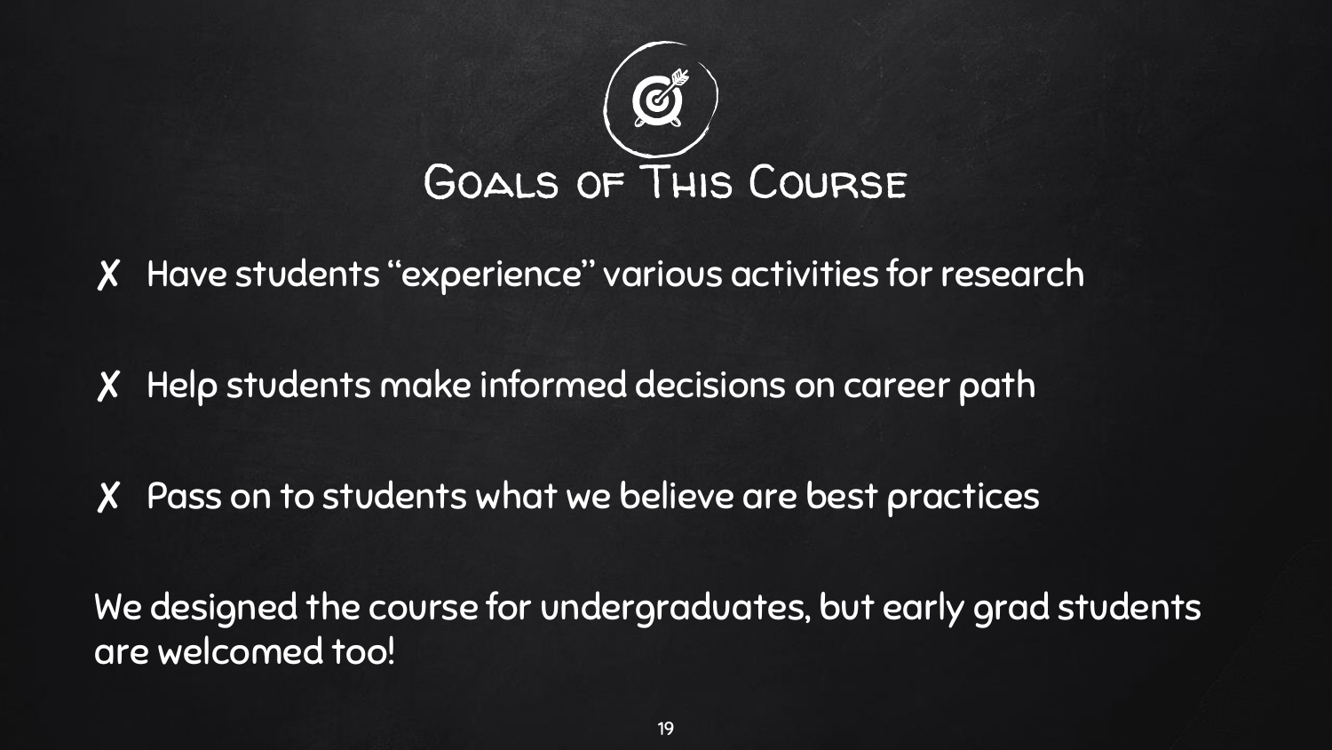# Goals of This Course

- Have students "experience" various activities for research
- Help students make informed decisions on career path
- Pass on to students what we believe are best practices

We designed the course for undergraduates, but early grad students are welcomed too!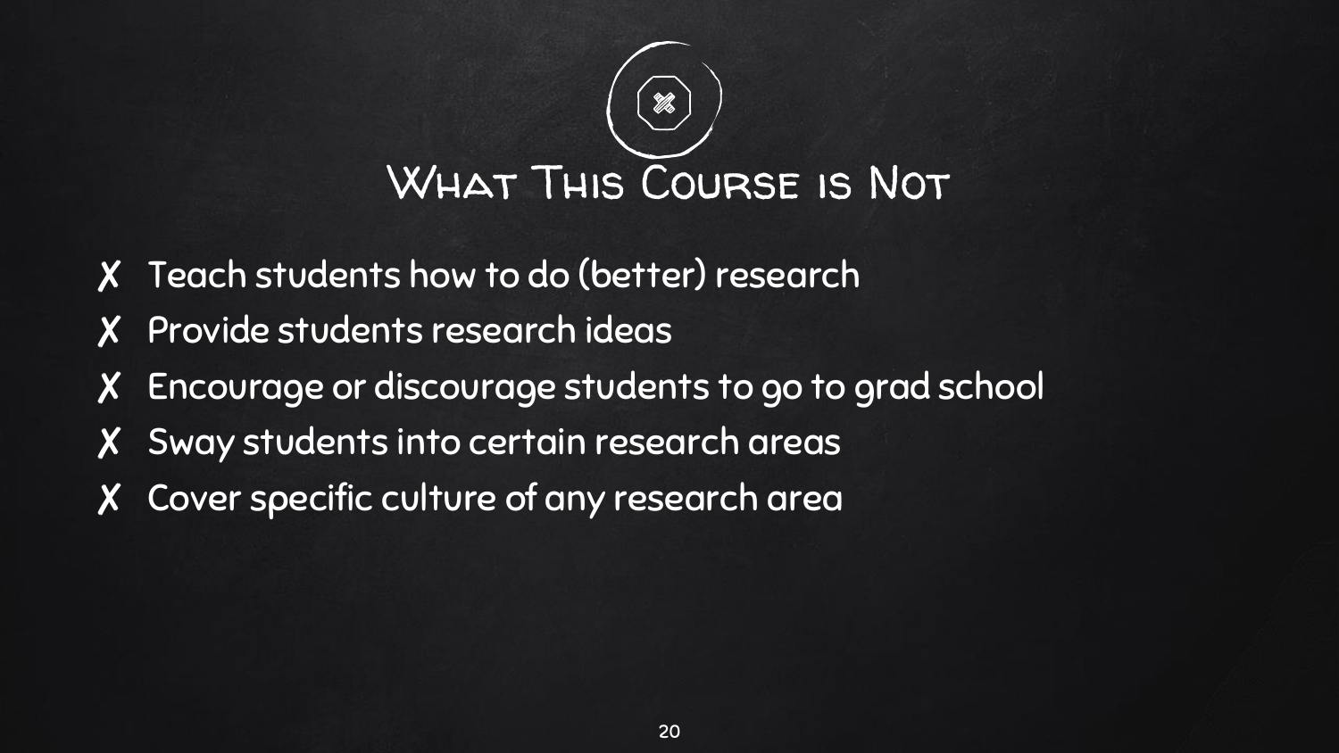# What This Course is Not

- ✗ Teach students how to do (better) research
- ✗ Provide students research ideas
- ✗ Encourage or discourage students to go to grad school
- ✗ Sway students into certain research areas
- ✗ Cover specific culture of any research area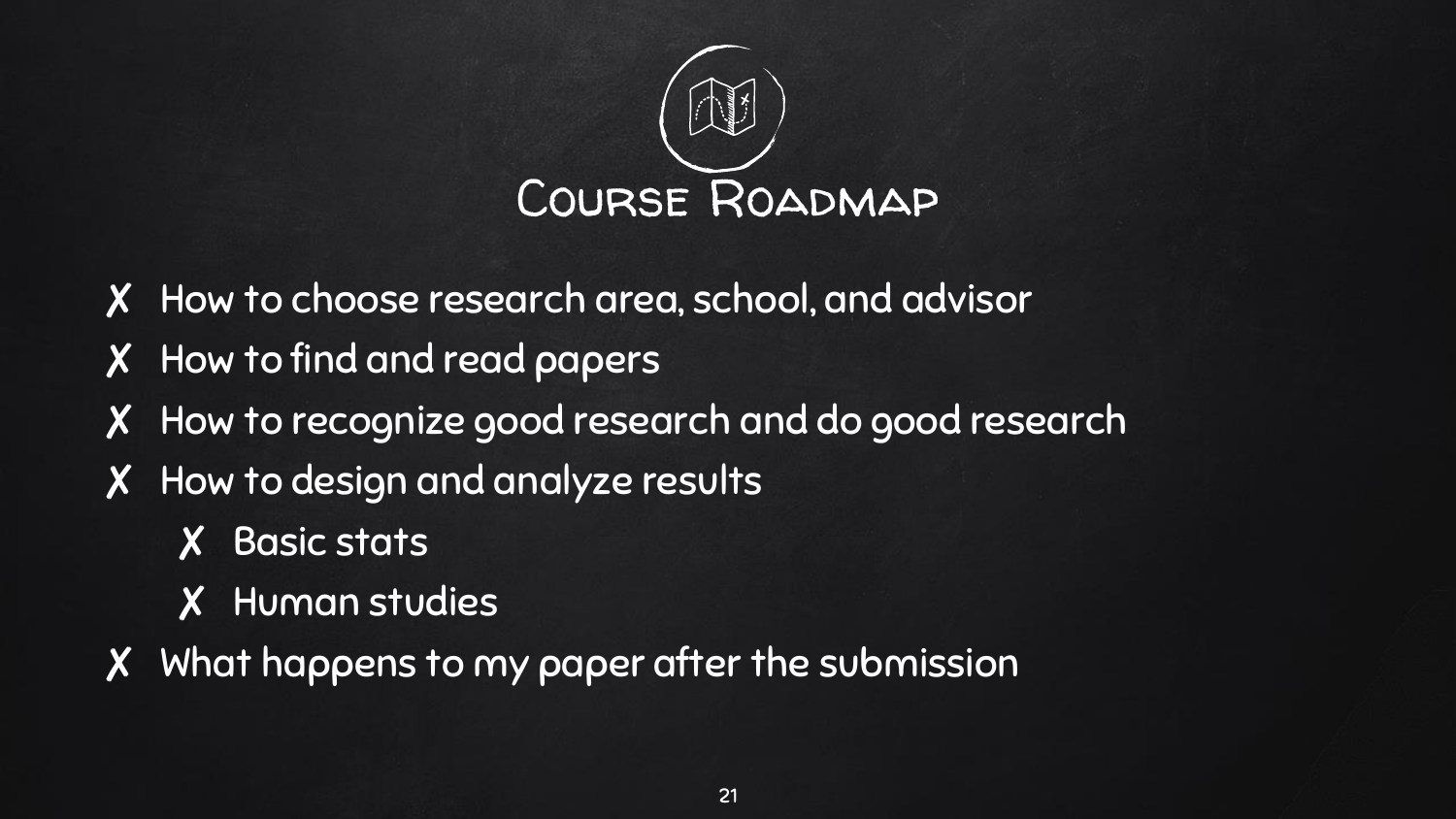# Course Roadmap

- ✗ How to choose research area, school, and advisor
- ✗ How to find and read papers
- ✗ How to recognize good research and do good research
- ✗ How to design and analyze results
  - ✗ Basic stats
  - ✗ Human studies
- ✗ What happens to my paper after the submission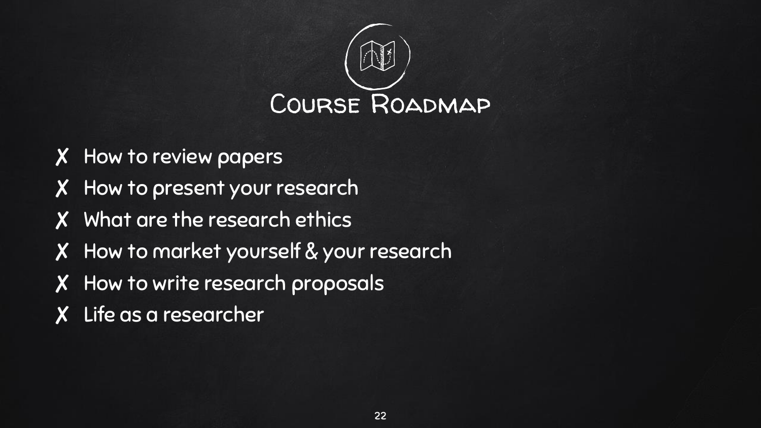# Course Roadmap

- ✗ How to review papers
- ✗ How to present your research
- ✗ What are the research ethics
- ✗ How to market yourself & your research
- ✗ How to write research proposals
- ✗ Life as a researcher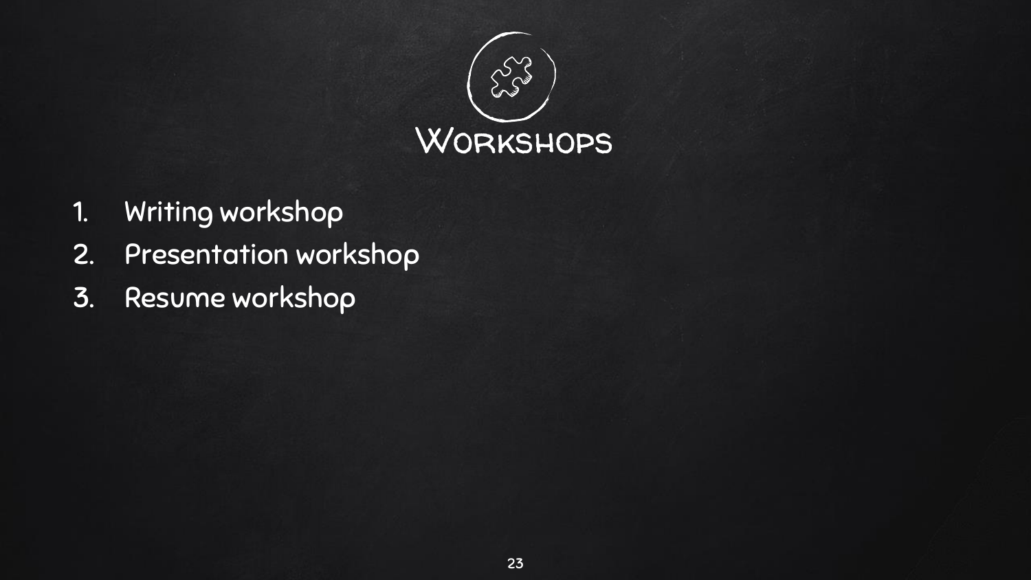# Workshops

1. Writing workshop
2. Presentation workshop
3. Resume workshop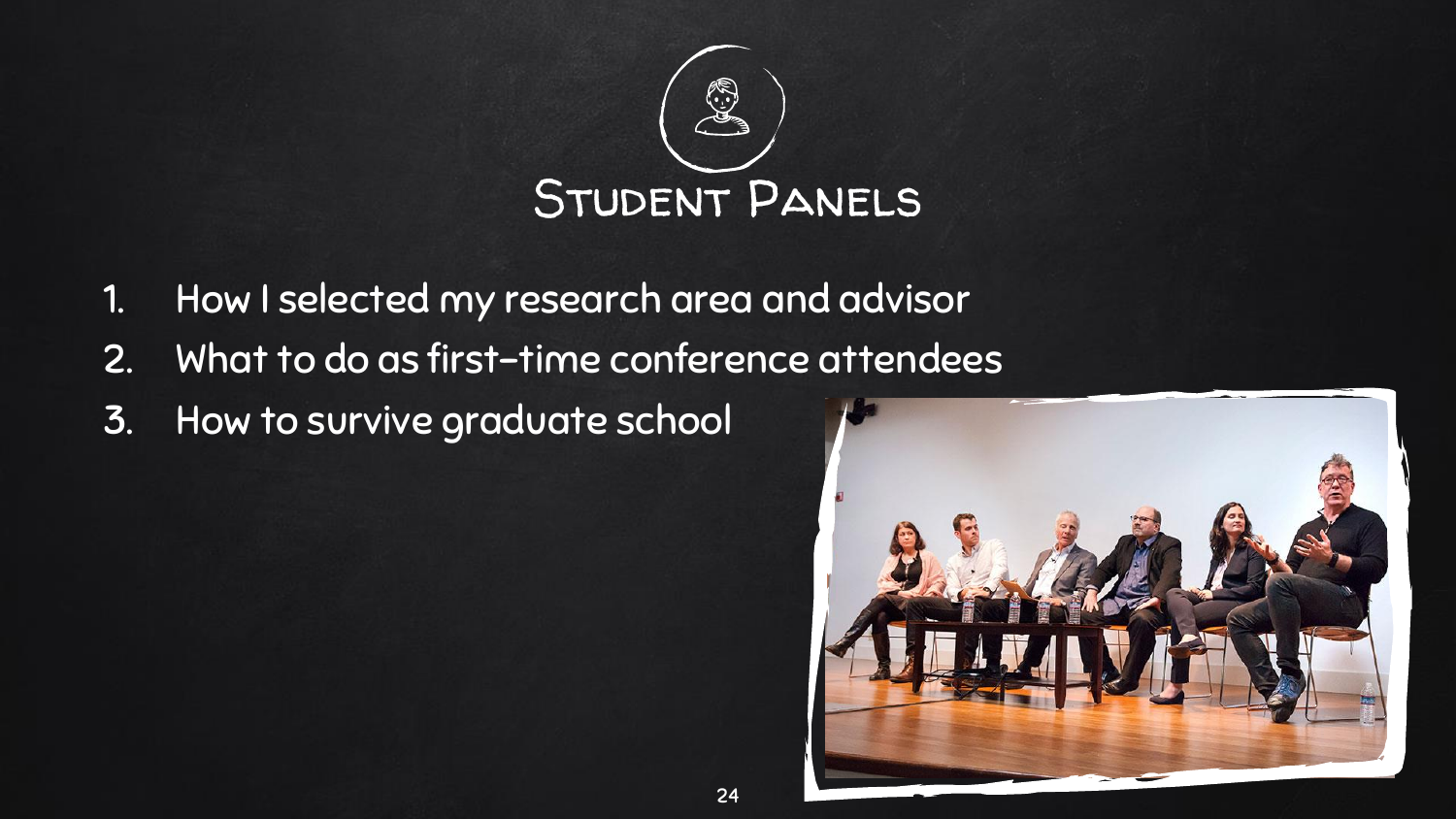# Student Panels

1. How I selected my research area and advisor
2. What to do as first-time conference attendees
3. How to survive graduate school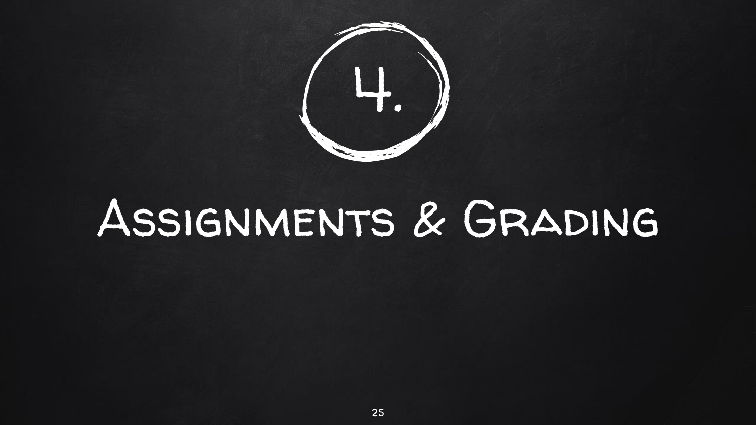# 4.

# Assignments & Grading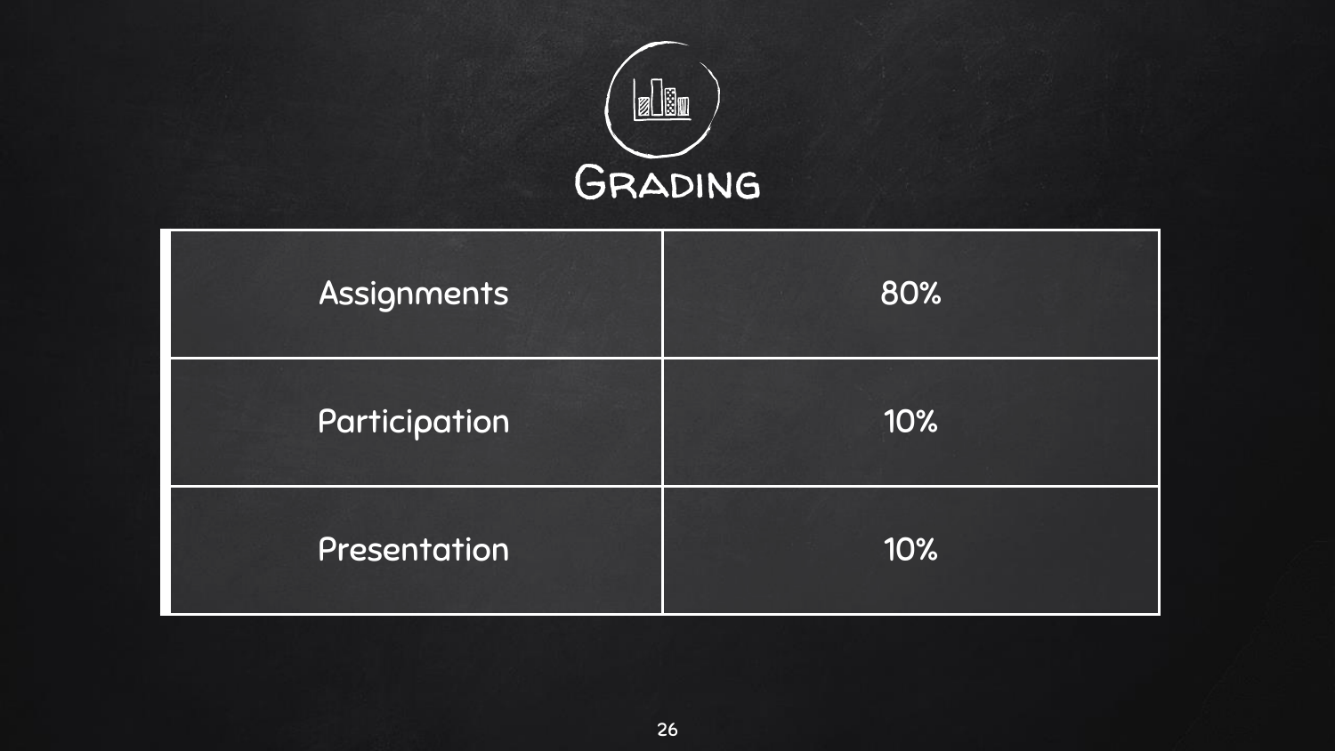# Grading

| Assignments | 80% |
| --- | --- |
| Participation | 10% |
| Presentation | 10% |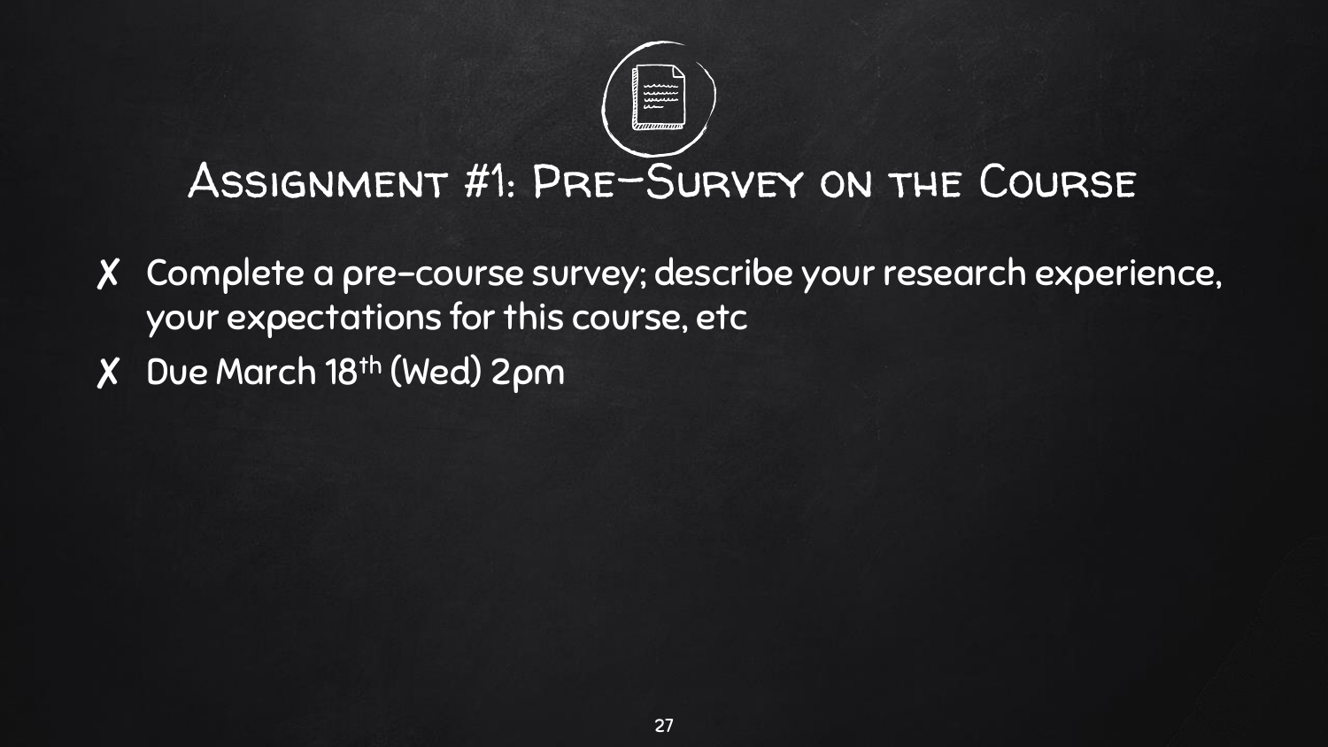# Assignment #1: Pre-Survey on the Course

- Complete a pre-course survey; describe your research experience, your expectations for this course, etc
- Due March 18th (Wed) 2pm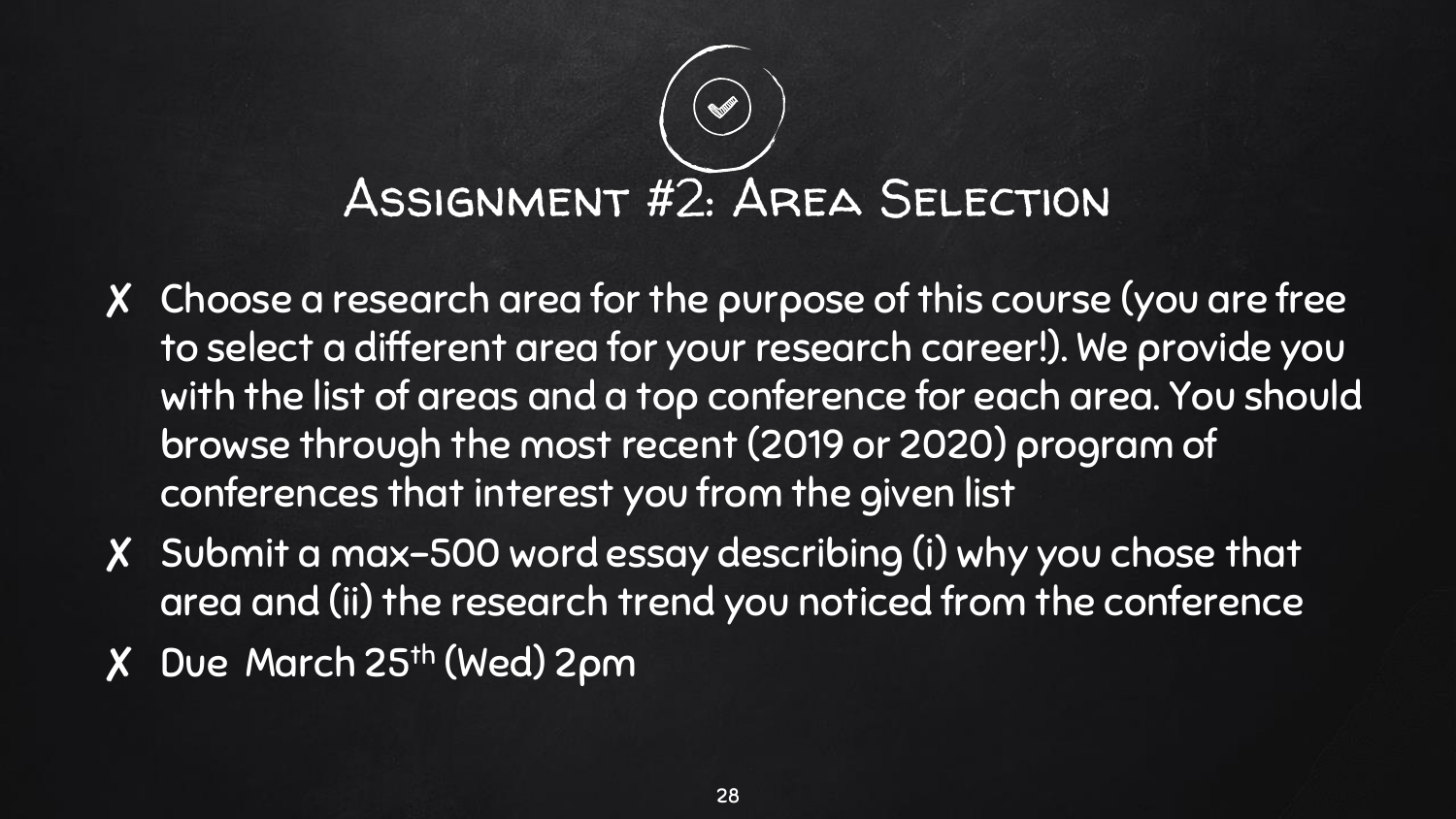# Assignment #2: Area Selection

- Choose a research area for the purpose of this course (you are free to select a different area for your research career!). We provide you with the list of areas and a top conference for each area. You should browse through the most recent (2019 or 2020) program of conferences that interest you from the given list
- Submit a max-500 word essay describing (i) why you chose that area and (ii) the research trend you noticed from the conference
- Due March 25th (Wed) 2pm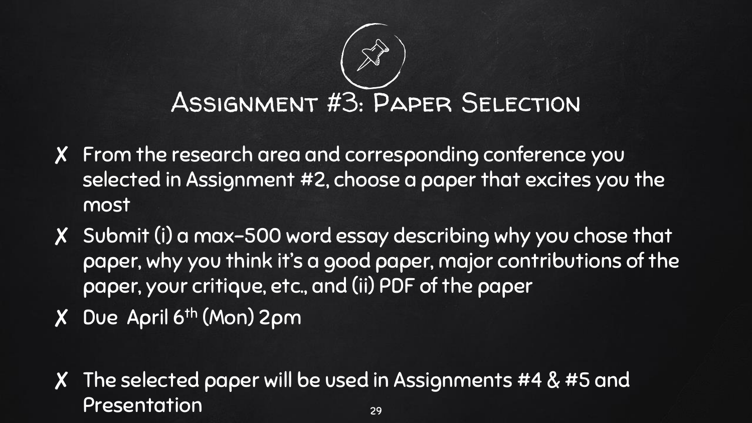# Assignment #3: Paper Selection

- From the research area and corresponding conference you selected in Assignment #2, choose a paper that excites you the most
- Submit (i) a max-500 word essay describing why you chose that paper, why you think it's a good paper, major contributions of the paper, your critique, etc., and (ii) PDF of the paper
- Due April 6th (Mon) 2pm

- The selected paper will be used in Assignments #4 & #5 and Presentation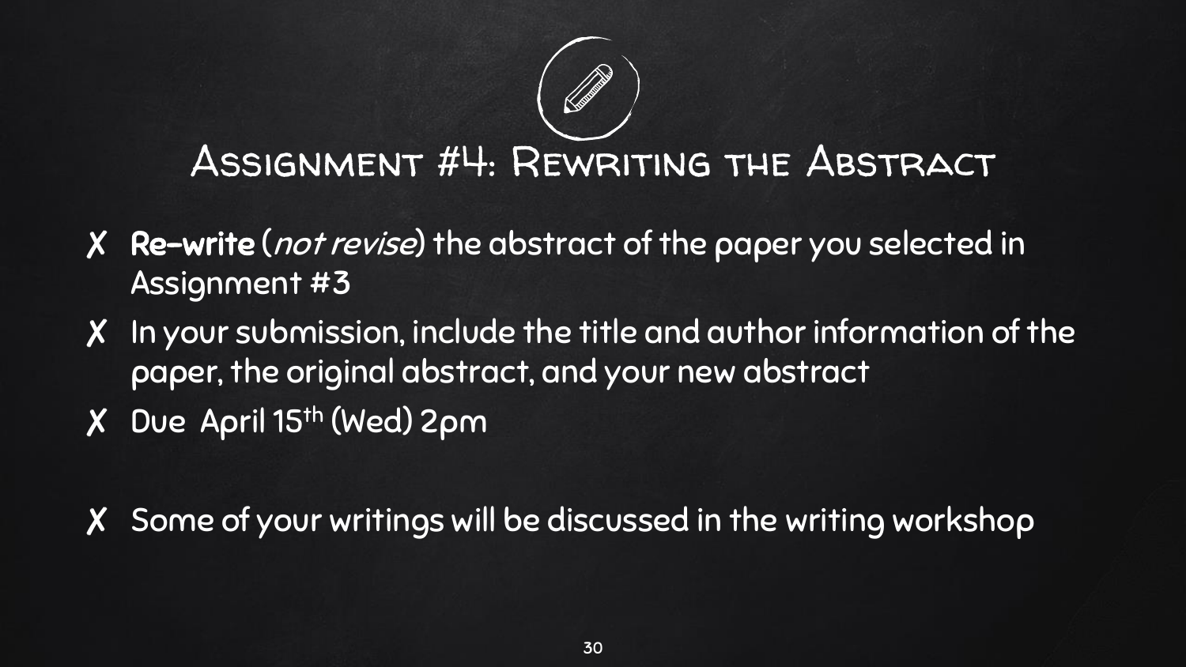# Assignment #4: Rewriting the Abstract

- **Re-write** (*not revise*) the abstract of the paper you selected in Assignment #3
- In your submission, include the title and author information of the paper, the original abstract, and your new abstract
- Due April 15th (Wed) 2pm

- Some of your writings will be discussed in the writing workshop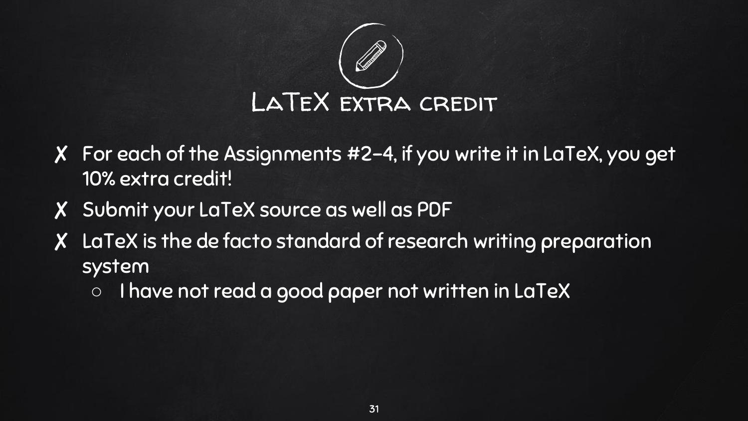# LaTeX extra credit

- For each of the Assignments #2–4, if you write it in LaTeX, you get 10% extra credit!
- Submit your LaTeX source as well as PDF
- LaTeX is the de facto standard of research writing preparation system
  - I have not read a good paper not written in LaTeX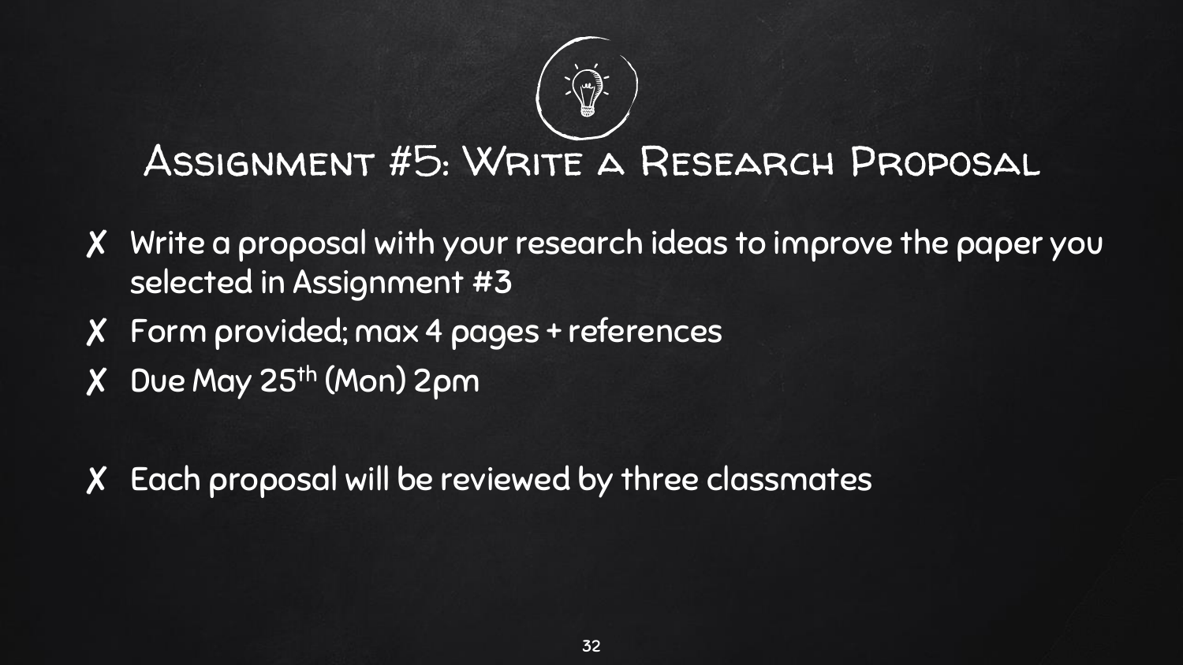# Assignment #5: Write a Research Proposal

- Write a proposal with your research ideas to improve the paper you selected in Assignment #3
- Form provided; max 4 pages + references
- Due May 25th (Mon) 2pm

- Each proposal will be reviewed by three classmates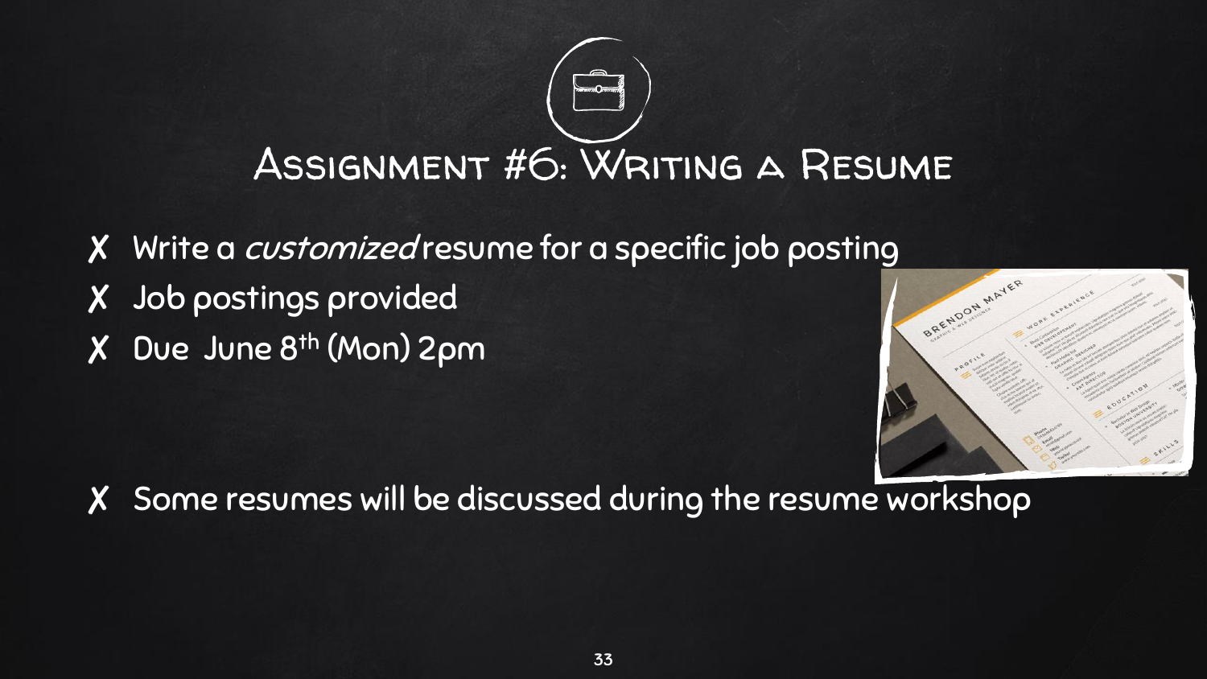# Assignment #6: Writing a Resume

- ✗ Write a *customized* resume for a specific job posting
- ✗ Job postings provided
- ✗ Due June 8th (Mon) 2pm
- ✗ Some resumes will be discussed during the resume workshop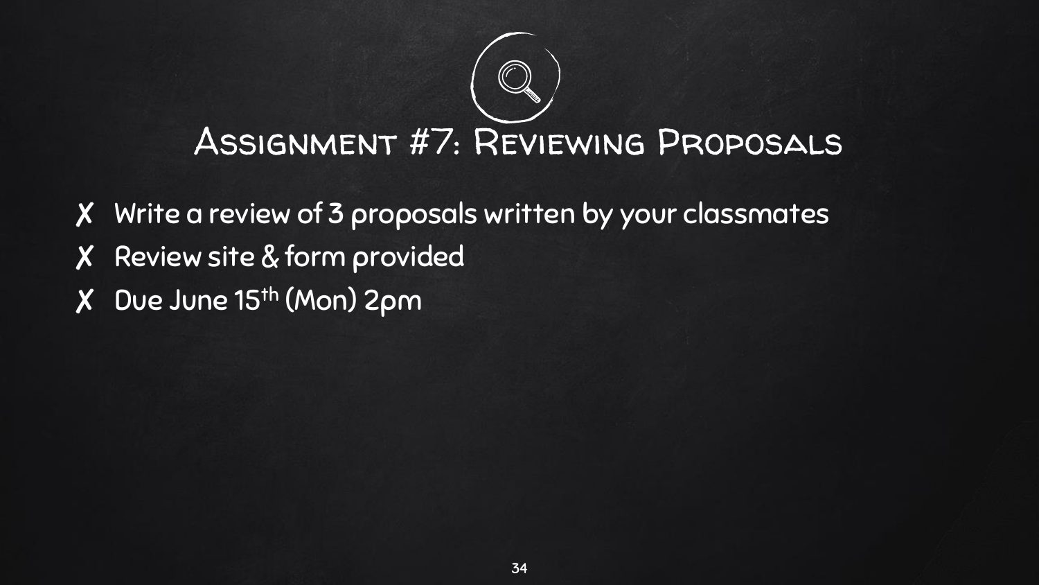# Assignment #7: Reviewing Proposals

- Write a review of 3 proposals written by your classmates
- Review site & form provided
- Due June 15th (Mon) 2pm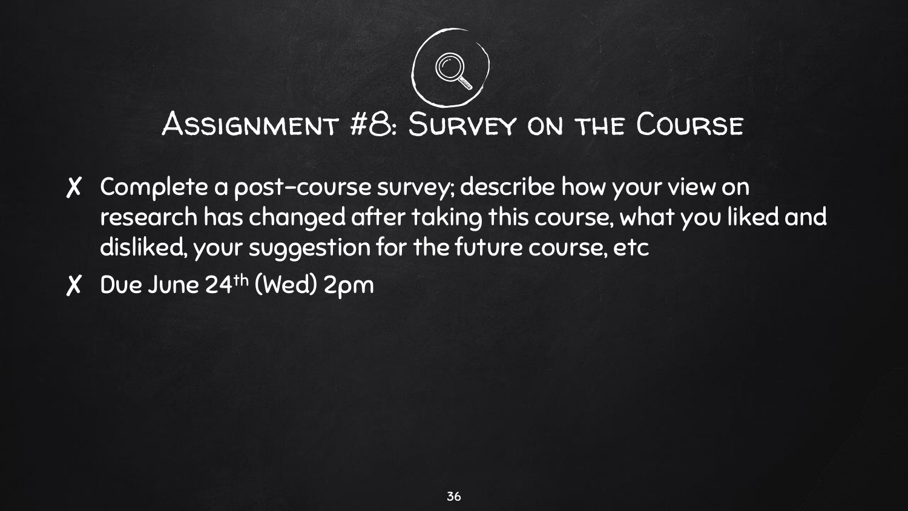# Assignment #8: Survey on the Course

- Complete a post-course survey; describe how your view on research has changed after taking this course, what you liked and disliked, your suggestion for the future course, etc
- Due June 24th (Wed) 2pm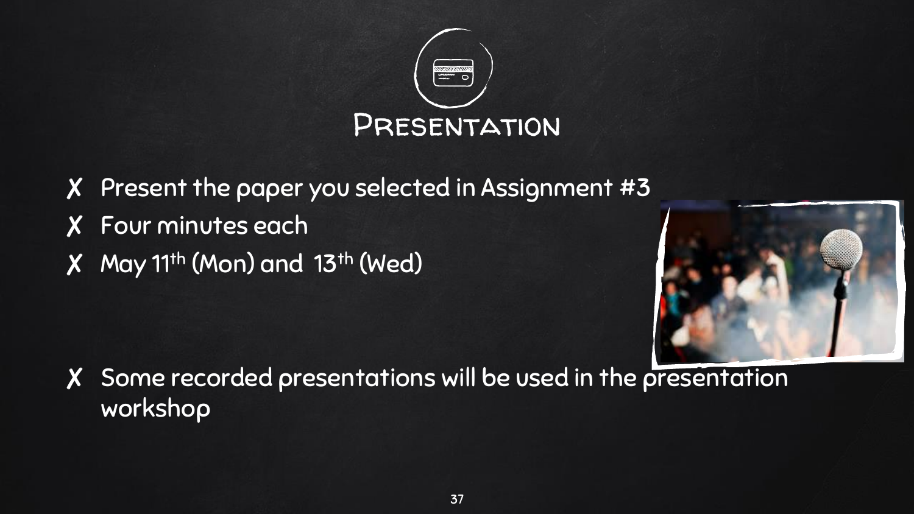# Presentation

- Present the paper you selected in Assignment #3
- Four minutes each
- May 11th (Mon) and 13th (Wed)

- Some recorded presentations will be used in the presentation workshop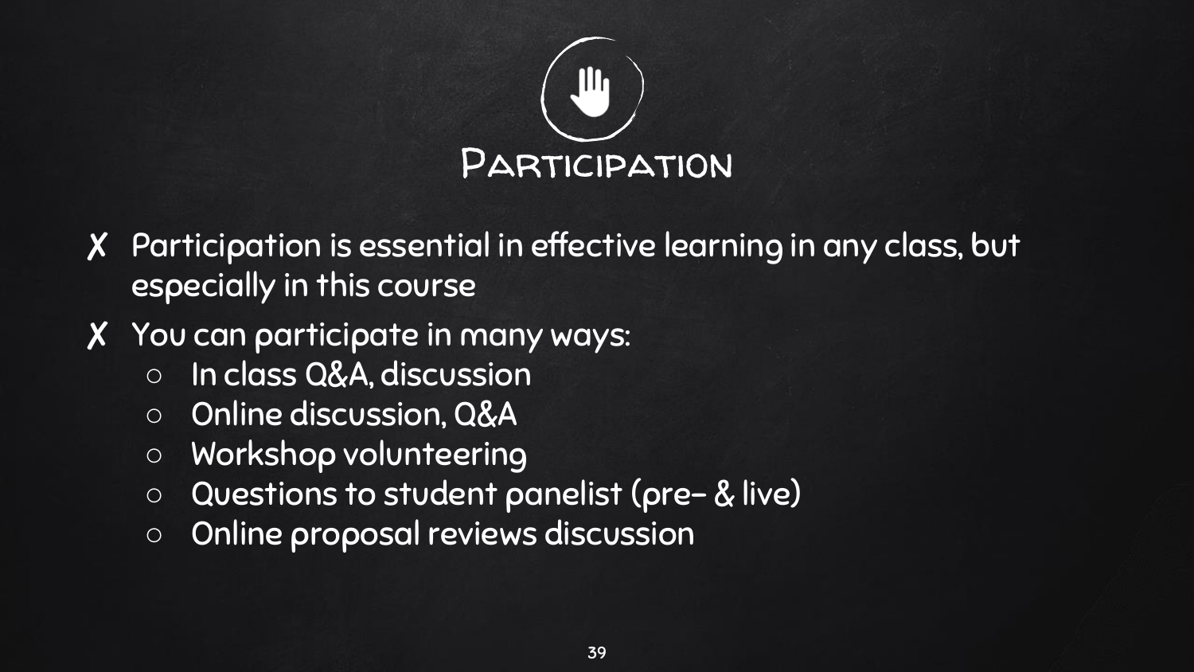# Participation

- Participation is essential in effective learning in any class, but especially in this course
- You can participate in many ways:
  - In class Q&A, discussion
  - Online discussion, Q&A
  - Workshop volunteering
  - Questions to student panelist (pre- & live)
  - Online proposal reviews discussion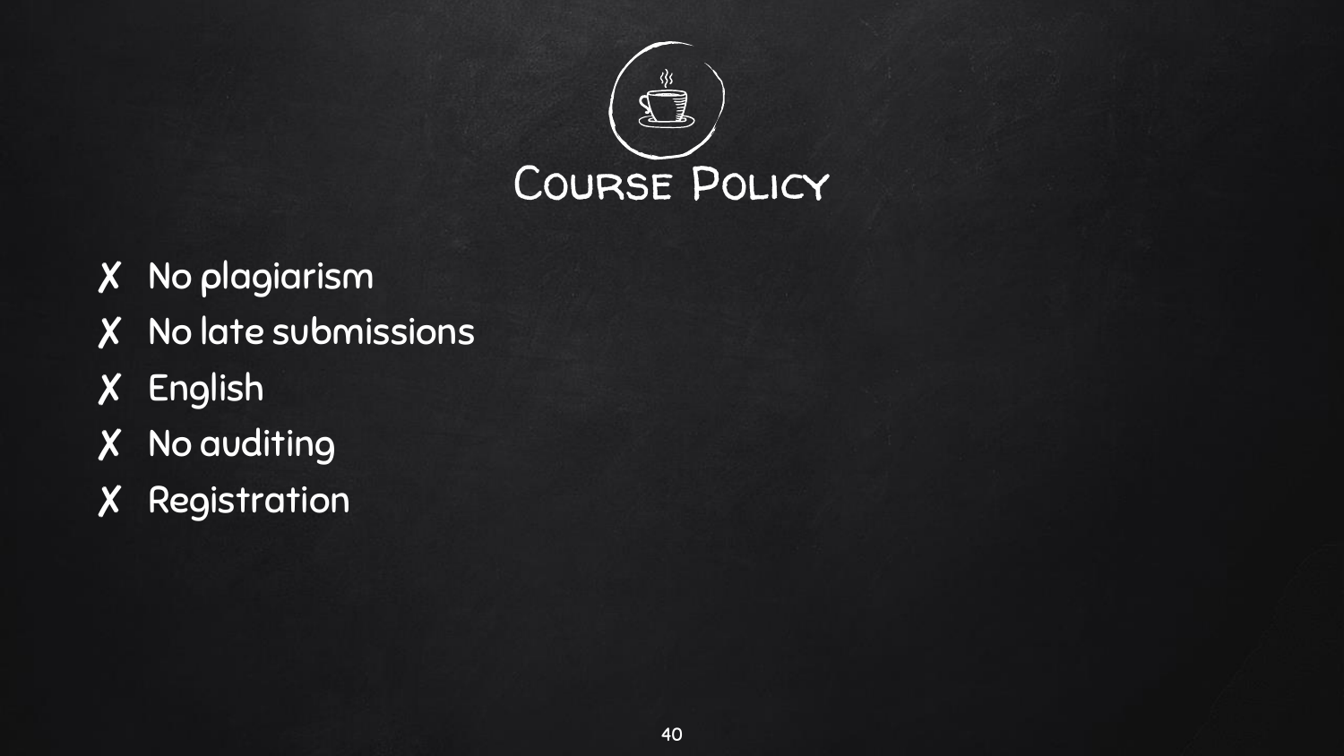# Course Policy

- ✗ No plagiarism
- ✗ No late submissions
- ✗ English
- ✗ No auditing
- ✗ Registration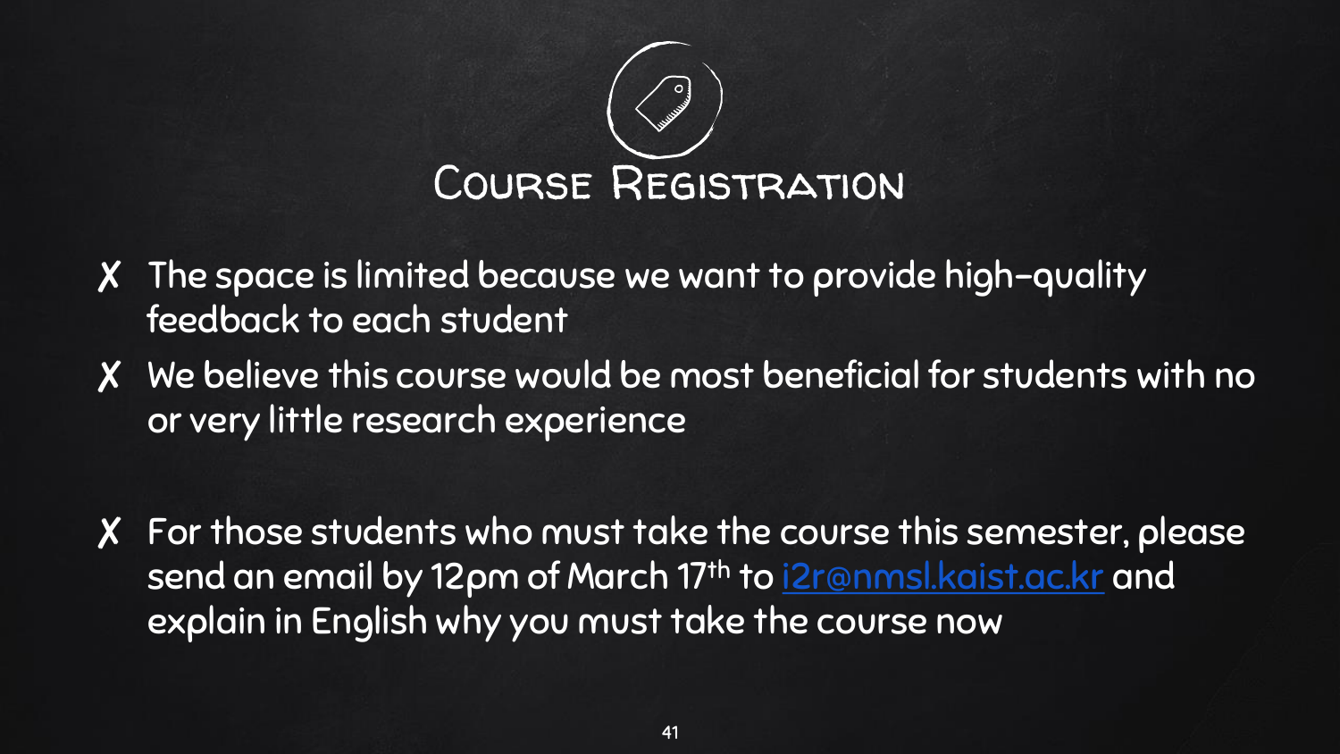# Course Registration

- ✗ The space is limited because we want to provide high-quality feedback to each student
- ✗ We believe this course would be most beneficial for students with no or very little research experience

- ✗ For those students who must take the course this semester, please send an email by 12pm of March 17th to i2r@nmsl.kaist.ac.kr and explain in English why you must take the course now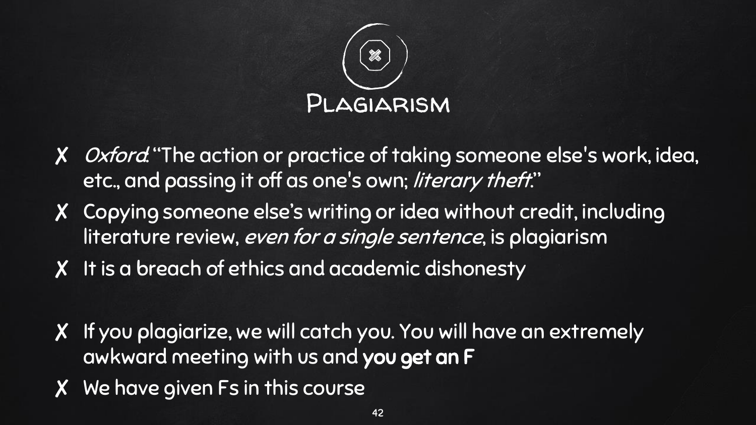# Plagiarism

- ✗ *Oxford*: "The action or practice of taking someone else's work, idea, etc., and passing it off as one's own; *literary theft*."
- ✗ Copying someone else's writing or idea without credit, including literature review, *even for a single sentence*, is plagiarism
- ✗ It is a breach of ethics and academic dishonesty

- ✗ If you plagiarize, we will catch you. You will have an extremely awkward meeting with us and **you get an F**
- ✗ We have given Fs in this course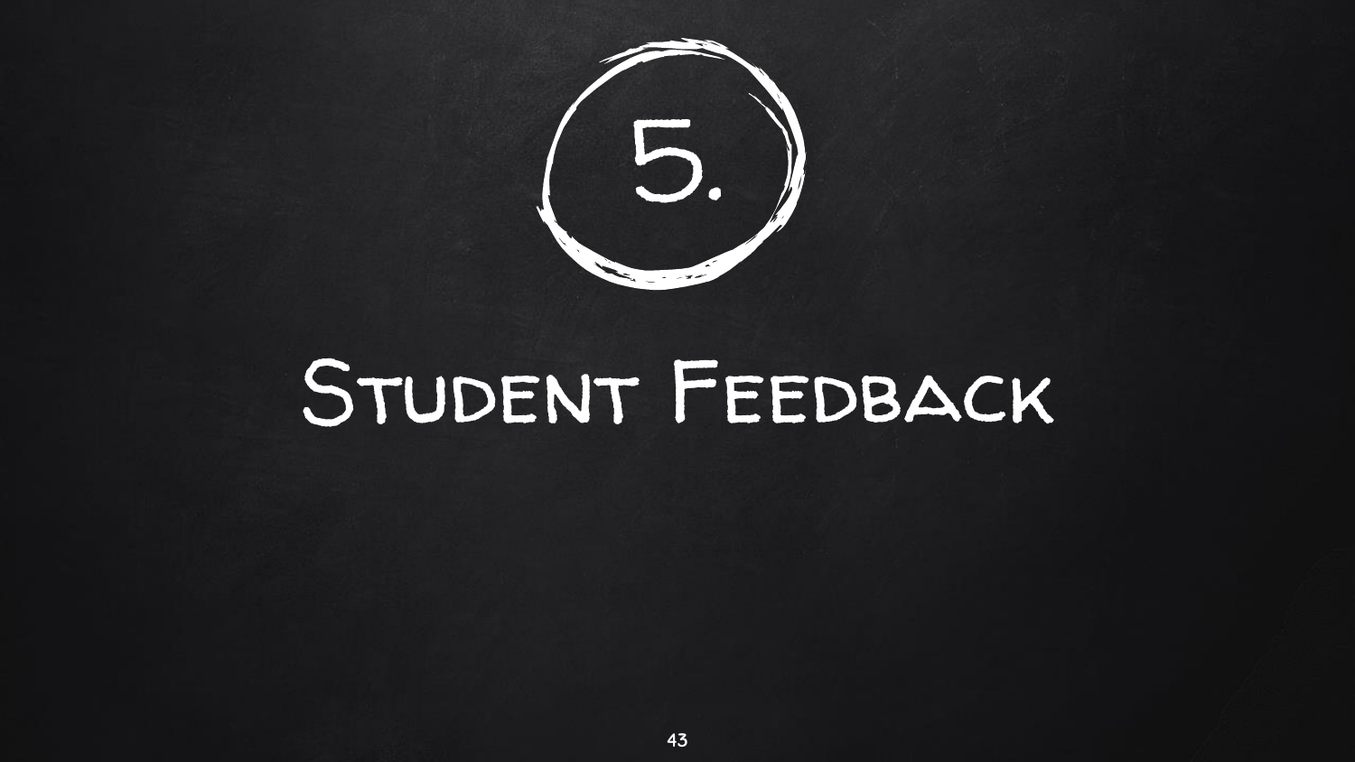# 5.

# Student Feedback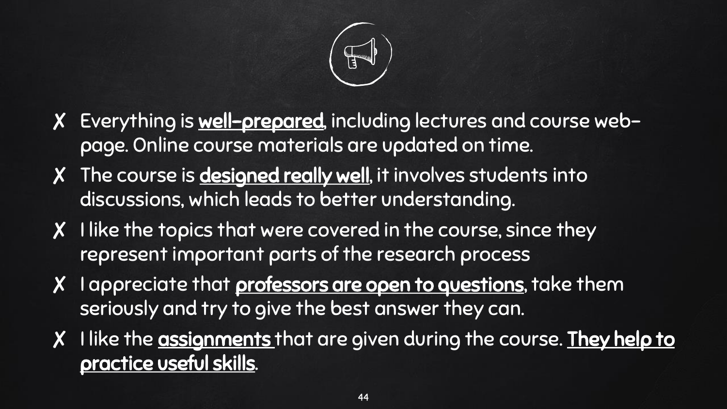- ✗ Everything is **well-prepared**, including lectures and course web-page. Online course materials are updated on time.
- ✗ The course is **designed really well**, it involves students into discussions, which leads to better understanding.
- ✗ I like the topics that were covered in the course, since they represent important parts of the research process
- ✗ I appreciate that **professors are open to questions**, take them seriously and try to give the best answer they can.
- ✗ I like the **assignments** that are given during the course. **They help to practice useful skills**.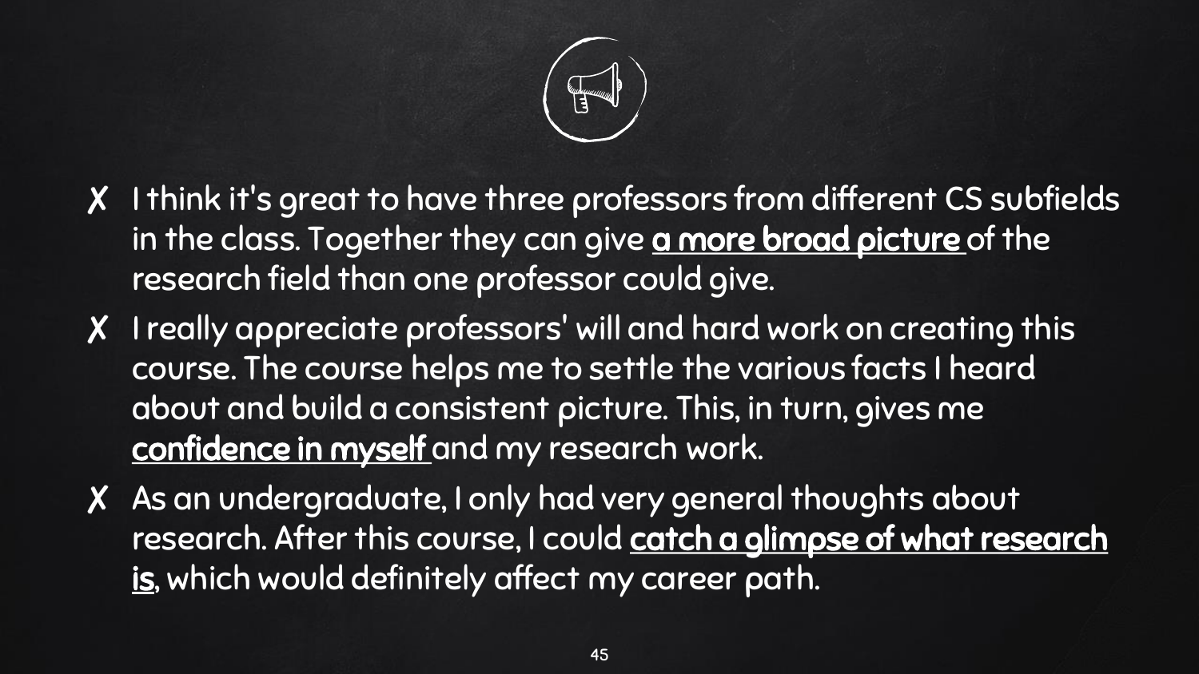- I think it's great to have three professors from different CS subfields in the class. Together they can give <u>a more broad picture</u> of the research field than one professor could give.
- I really appreciate professors' will and hard work on creating this course. The course helps me to settle the various facts I heard about and build a consistent picture. This, in turn, gives me <u>confidence in myself</u> and my research work.
- As an undergraduate, I only had very general thoughts about research. After this course, I could <u>catch a glimpse of what research is</u>, which would definitely affect my career path.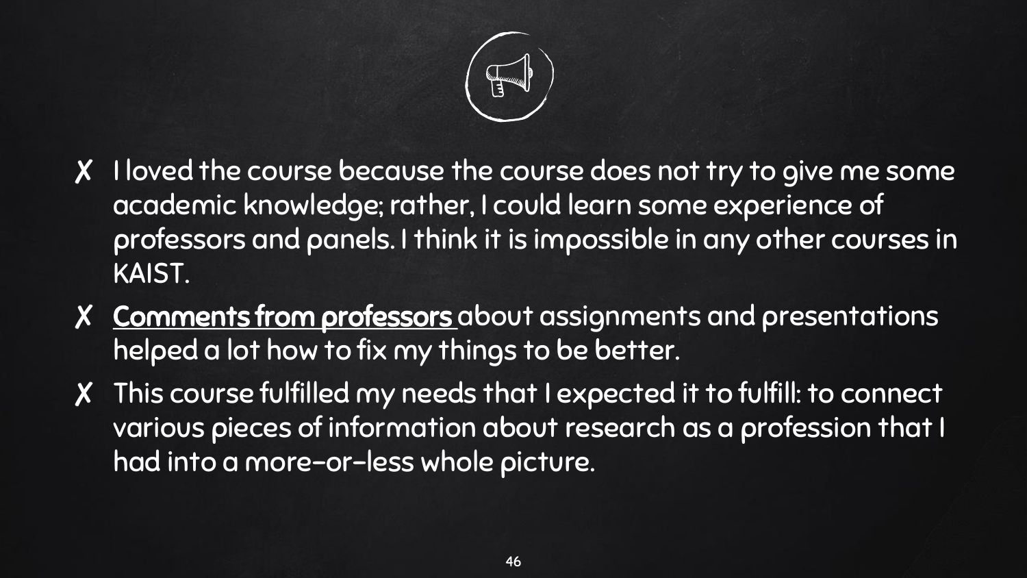- I loved the course because the course does not try to give me some academic knowledge; rather, I could learn some experience of professors and panels. I think it is impossible in any other courses in KAIST.
- **<u>Comments from professors</u>** about assignments and presentations helped a lot how to fix my things to be better.
- This course fulfilled my needs that I expected it to fulfill: to connect various pieces of information about research as a profession that I had into a more-or-less whole picture.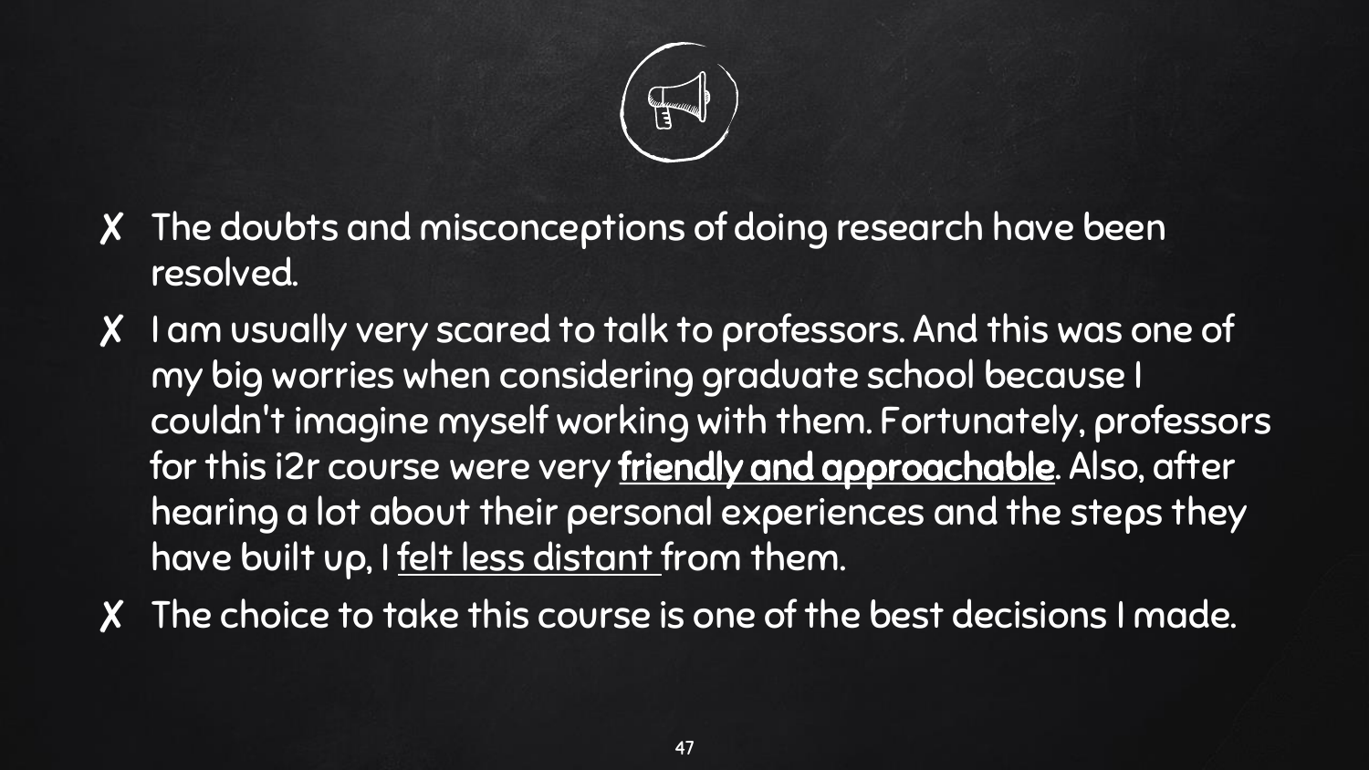- The doubts and misconceptions of doing research have been resolved.
- I am usually very scared to talk to professors. And this was one of my big worries when considering graduate school because I couldn't imagine myself working with them. Fortunately, professors for this i2r course were very **friendly and approachable**. Also, after hearing a lot about their personal experiences and the steps they have built up, I felt less distant from them.
- The choice to take this course is one of the best decisions I made.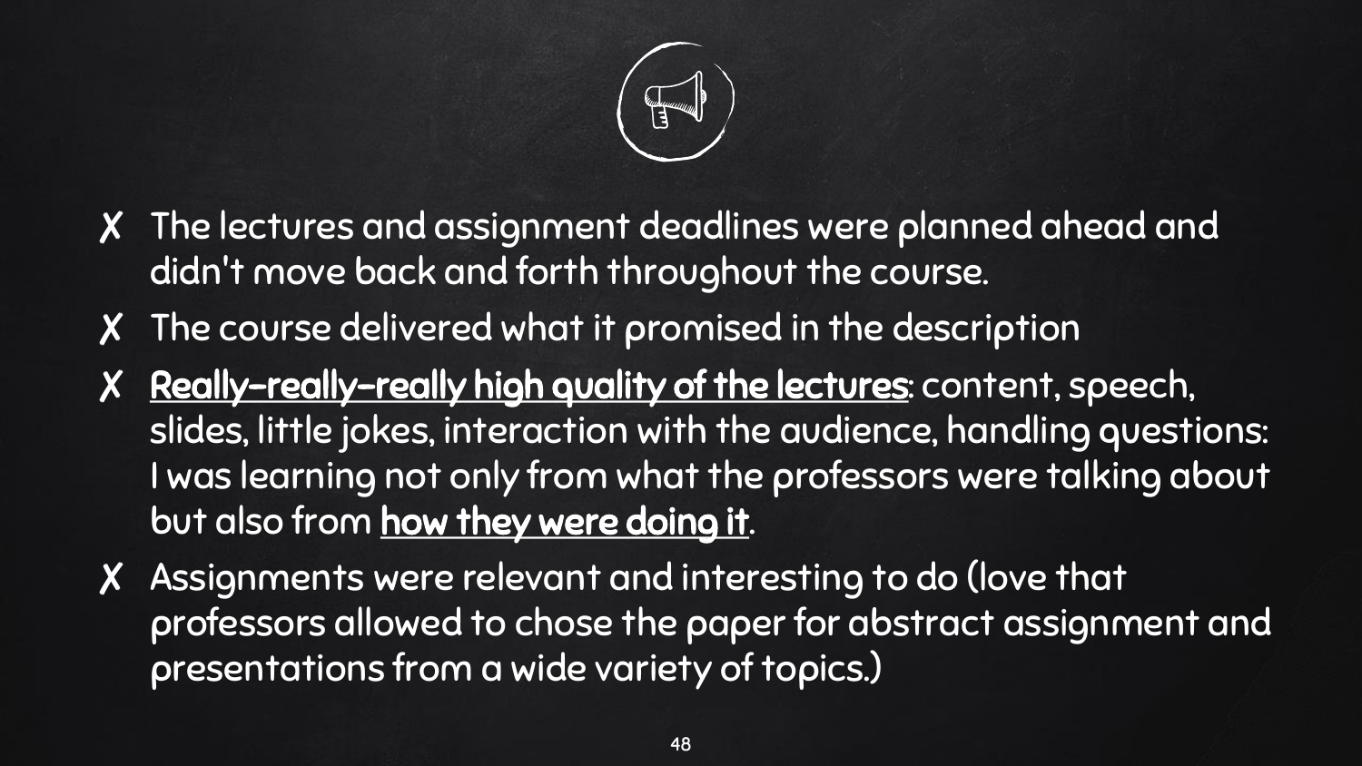- ✗ The lectures and assignment deadlines were planned ahead and didn't move back and forth throughout the course.
- ✗ The course delivered what it promised in the description
- ✗ <u>Really-really-really high quality of the lectures</u>: content, speech, slides, little jokes, interaction with the audience, handling questions: I was learning not only from what the professors were talking about but also from <u>how they were doing it</u>.
- ✗ Assignments were relevant and interesting to do (love that professors allowed to chose the paper for abstract assignment and presentations from a wide variety of topics.)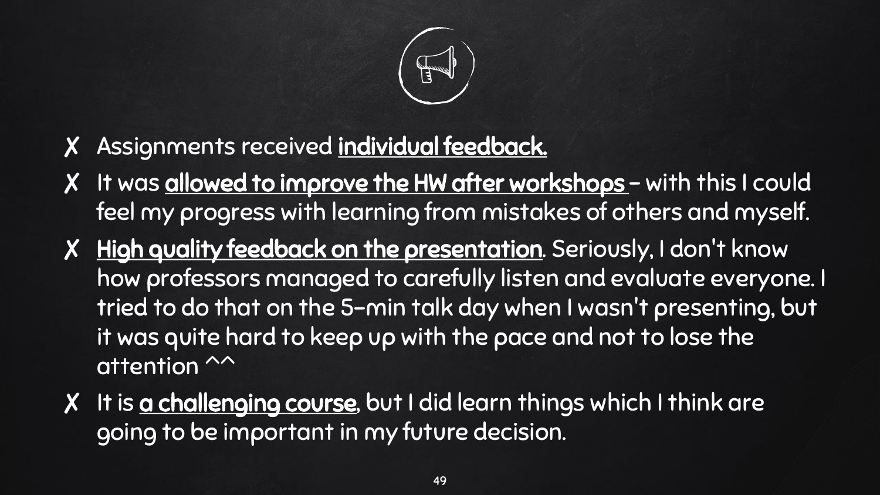- Assignments received **individual feedback.**
- It was **allowed to improve the HW after workshops** – with this I could feel my progress with learning from mistakes of others and myself.
- **High quality feedback on the presentation**. Seriously, I don't know how professors managed to carefully listen and evaluate everyone. I tried to do that on the 5-min talk day when I wasn't presenting, but it was quite hard to keep up with the pace and not to lose the attention ^^
- It is **a challenging course**, but I did learn things which I think are going to be important in my future decision.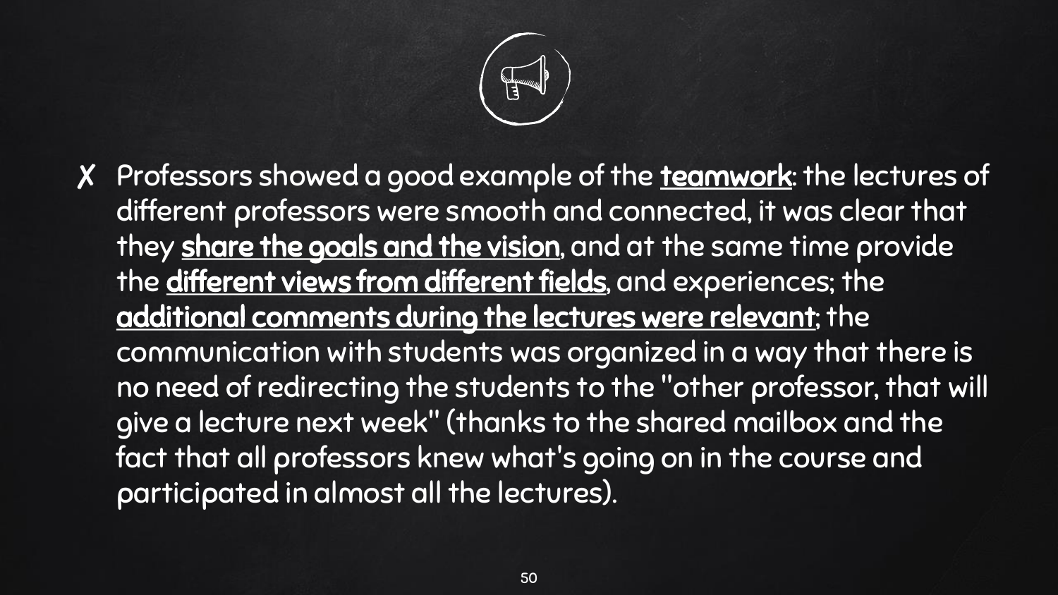- Professors showed a good example of the **teamwork**: the lectures of different professors were smooth and connected, it was clear that they **share the goals and the vision**, and at the same time provide the **different views from different fields**, and experiences; the **additional comments during the lectures were relevant**; the communication with students was organized in a way that there is no need of redirecting the students to the "other professor, that will give a lecture next week" (thanks to the shared mailbox and the fact that all professors knew what's going on in the course and participated in almost all the lectures).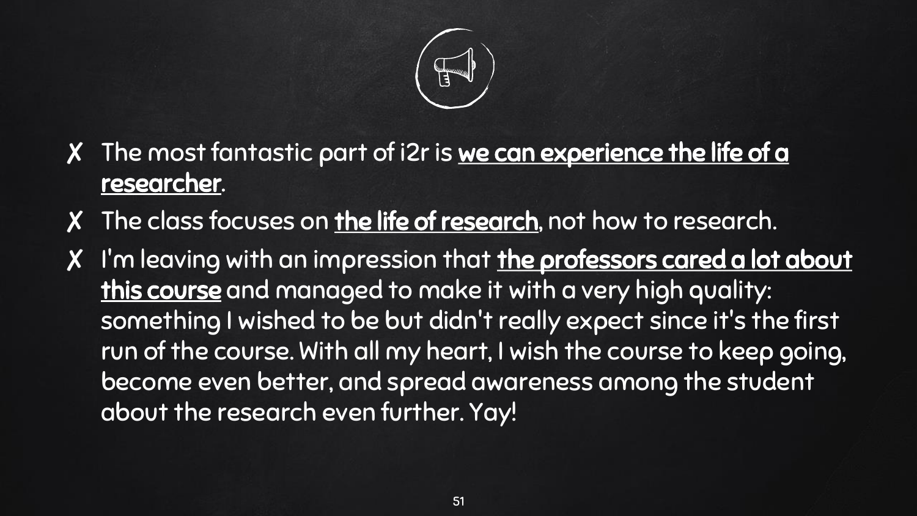- The most fantastic part of i2r is **we can experience the life of a researcher**.
- The class focuses on **the life of research**, not how to research.
- I'm leaving with an impression that **the professors cared a lot about this course** and managed to make it with a very high quality: something I wished to be but didn't really expect since it's the first run of the course. With all my heart, I wish the course to keep going, become even better, and spread awareness among the student about the research even further. Yay!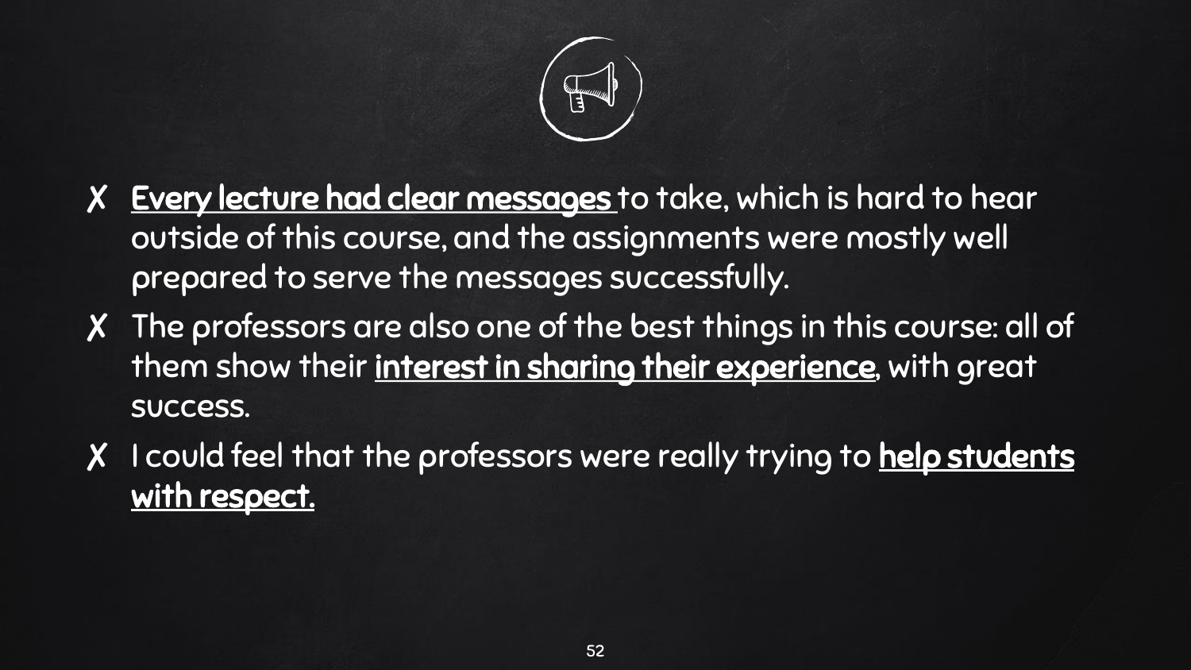- <u>**Every lecture had clear messages**</u> to take, which is hard to hear outside of this course, and the assignments were mostly well prepared to serve the messages successfully.
- The professors are also one of the best things in this course: all of them show their <u>**interest in sharing their experience**</u>, with great success.
- I could feel that the professors were really trying to <u>**help students with respect.**</u>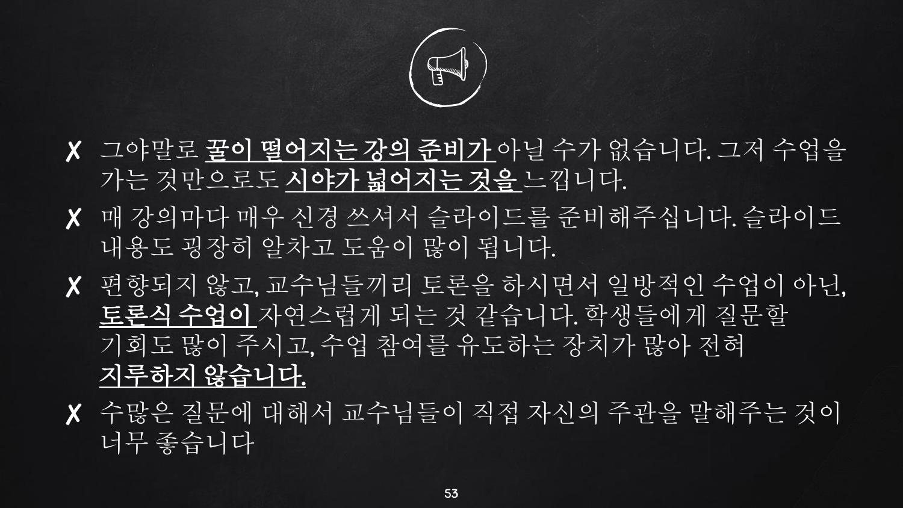- 그야말로 **꿀이 떨어지는 강의 준비가** 아닐 수가 없습니다. 그저 수업을 가는 것만으로도 **시야가 넓어지는 것을** 느낍니다.
- 매 강의마다 매우 신경 쓰셔서 슬라이드를 준비해주십니다. 슬라이드 내용도 굉장히 알차고 도움이 많이 됩니다.
- 편향되지 않고, 교수님들끼리 토론을 하시면서 일방적인 수업이 아닌, **토론식 수업이** 자연스럽게 되는 것 같습니다. 학생들에게 질문할 기회도 많이 주시고, 수업 참여를 유도하는 장치가 많아 전혀 **지루하지 않습니다.**
- 수많은 질문에 대해서 교수님들이 직접 자신의 주관을 말해주는 것이 너무 좋습니다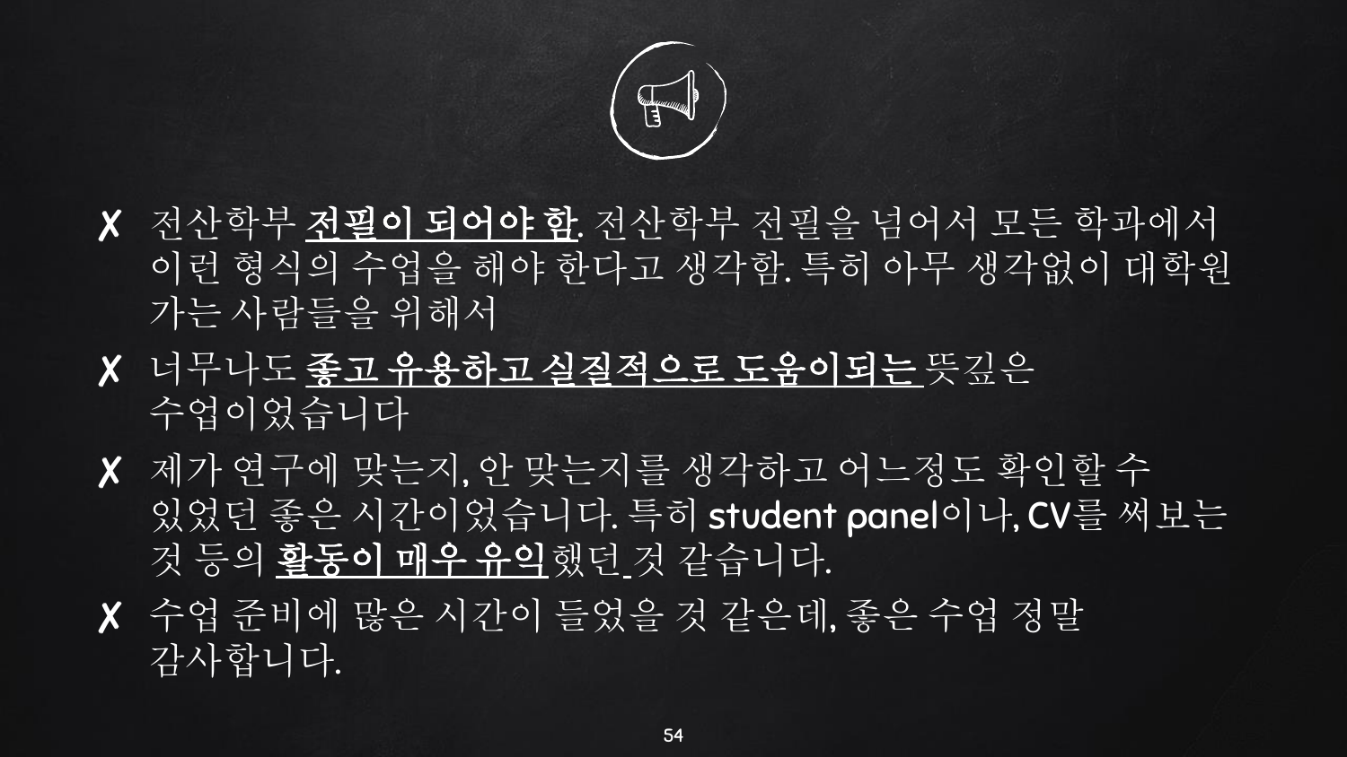- ✗ 전산학부 **전필이 되어야 함**. 전산학부 전필을 넘어서 모든 학과에서 이런 형식의 수업을 해야 한다고 생각함. 특히 아무 생각없이 대학원 가는 사람들을 위해서
- ✗ 너무나도 **좋고 유용하고 실질적으로 도움이되는** 뜻깊은 수업이었습니다
- ✗ 제가 연구에 맞는지, 안 맞는지를 생각하고 어느정도 확인할 수 있었던 좋은 시간이었습니다. 특히 student panel이나, CV를 써보는 것 등의 **활동이 매우 유익**했던 것 같습니다.
- ✗ 수업 준비에 많은 시간이 들었을 것 같은데, 좋은 수업 정말 감사합니다.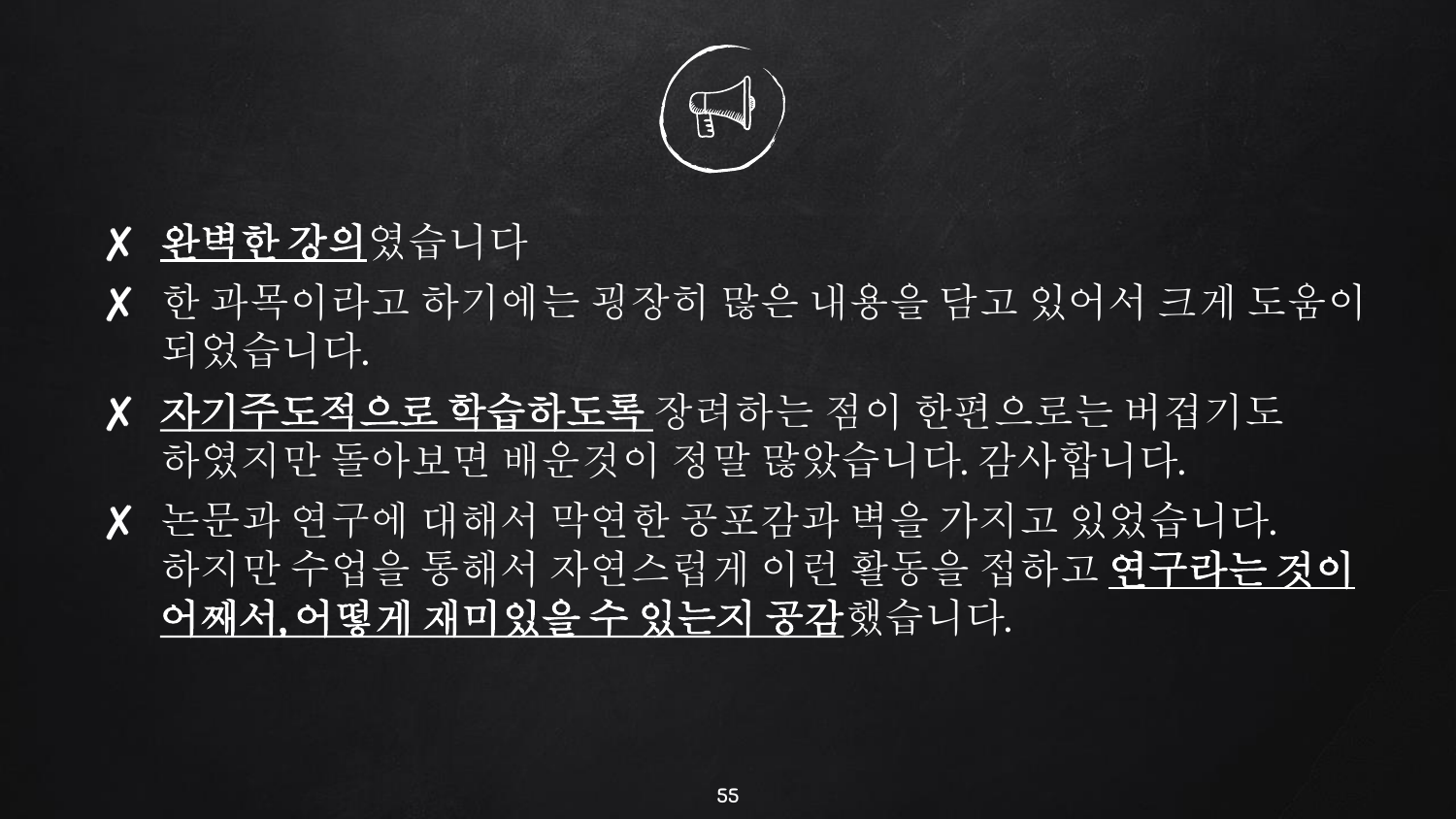- ✗ 완벽한 강의였습니다
- ✗ 한 과목이라고 하기에는 굉장히 많은 내용을 담고 있어서 크게 도움이 되었습니다.
- ✗ 자기주도적으로 학습하도록 장려하는 점이 한편으로는 버겁기도 하였지만 돌아보면 배운것이 정말 많았습니다. 감사합니다.
- ✗ 논문과 연구에 대해서 막연한 공포감과 벽을 가지고 있었습니다. 하지만 수업을 통해서 자연스럽게 이런 활동을 접하고 연구라는 것이 어째서, 어떻게 재미있을 수 있는지 공감했습니다.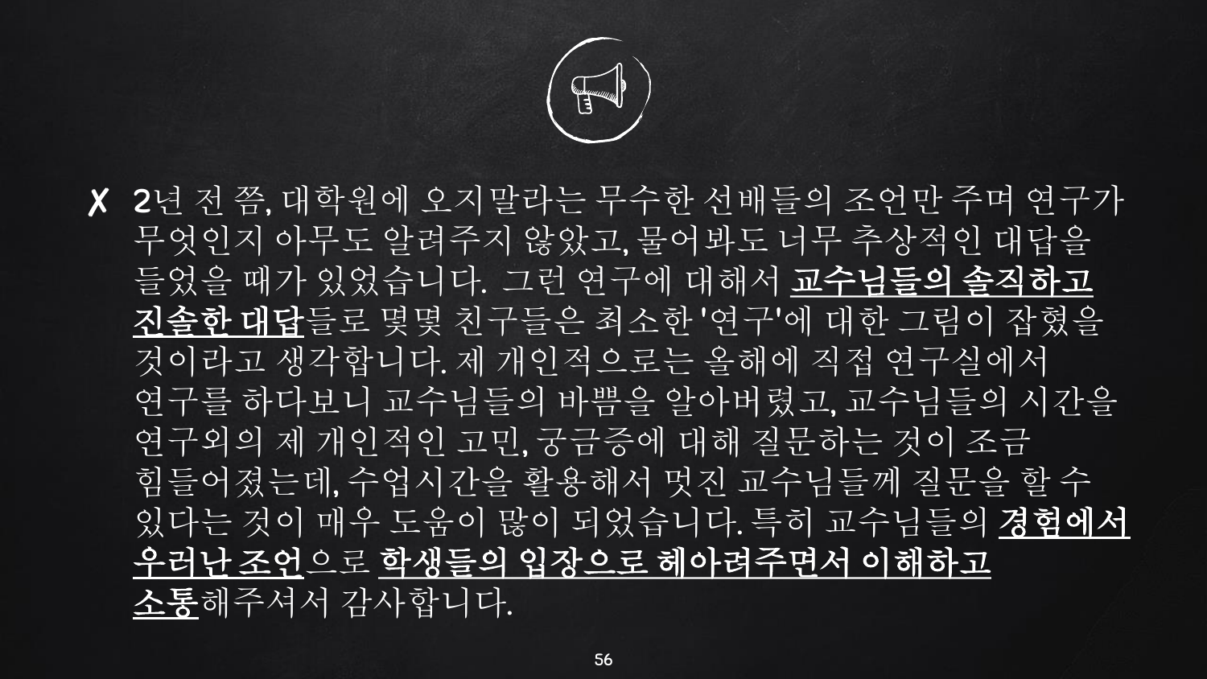- 2년 전 쯤, 대학원에 오지말라는 무수한 선배들의 조언만 주며 연구가 무엇인지 아무도 알려주지 않았고, 물어봐도 너무 추상적인 대답을 들었을 때가 있었습니다. 그런 연구에 대해서 **교수님들의 솔직하고 진솔한 대답**들로 몇몇 친구들은 최소한 '연구'에 대한 그림이 잡혔을 것이라고 생각합니다. 제 개인적으로는 올해에 직접 연구실에서 연구를 하다보니 교수님들의 바쁨을 알아버렸고, 교수님들의 시간을 연구외의 제 개인적인 고민, 궁금증에 대해 질문하는 것이 조금 힘들어졌는데, 수업시간을 활용해서 멋진 교수님들께 질문을 할 수 있다는 것이 매우 도움이 많이 되었습니다. 특히 교수님들의 **경험에서 우러난 조언**으로 **학생들의 입장으로 헤아려주면서 이해하고 소통**해주셔서 감사합니다.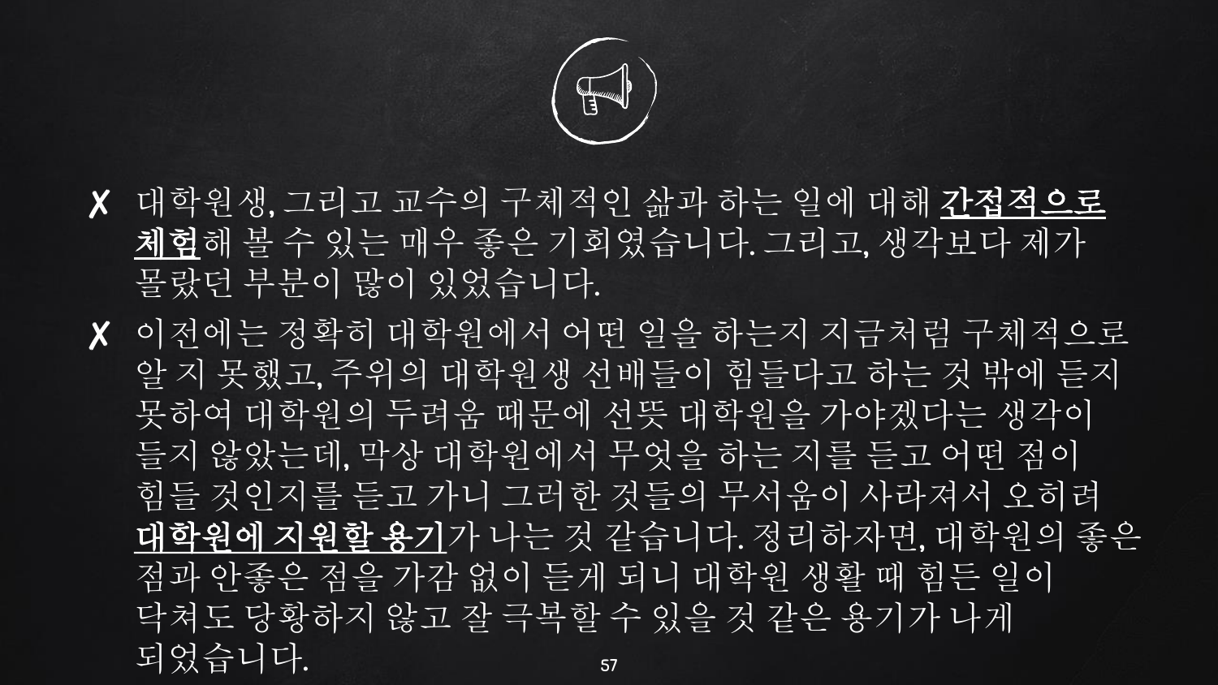- ✗ 대학원생, 그리고 교수의 구체적인 삶과 하는 일에 대해 <u>간접적으로 체험</u>해 볼 수 있는 매우 좋은 기회였습니다. 그리고, 생각보다 제가 몰랐던 부분이 많이 있었습니다.
- ✗ 이전에는 정확히 대학원에서 어떤 일을 하는지 지금처럼 구체적으로 알 지 못했고, 주위의 대학원생 선배들이 힘들다고 하는 것 밖에 듣지 못하여 대학원의 두려움 때문에 선뜻 대학원을 가야겠다는 생각이 들지 않았는데, 막상 대학원에서 무엇을 하는 지를 듣고 어떤 점이 힘들 것인지를 듣고 가니 그러한 것들의 무서움이 사라져서 오히려 <u>대학원에 지원할 용기</u>가 나는 것 같습니다. 정리하자면, 대학원의 좋은 점과 안좋은 점을 가감 없이 듣게 되니 대학원 생활 때 힘든 일이 닥쳐도 당황하지 않고 잘 극복할 수 있을 것 같은 용기가 나게 되었습니다.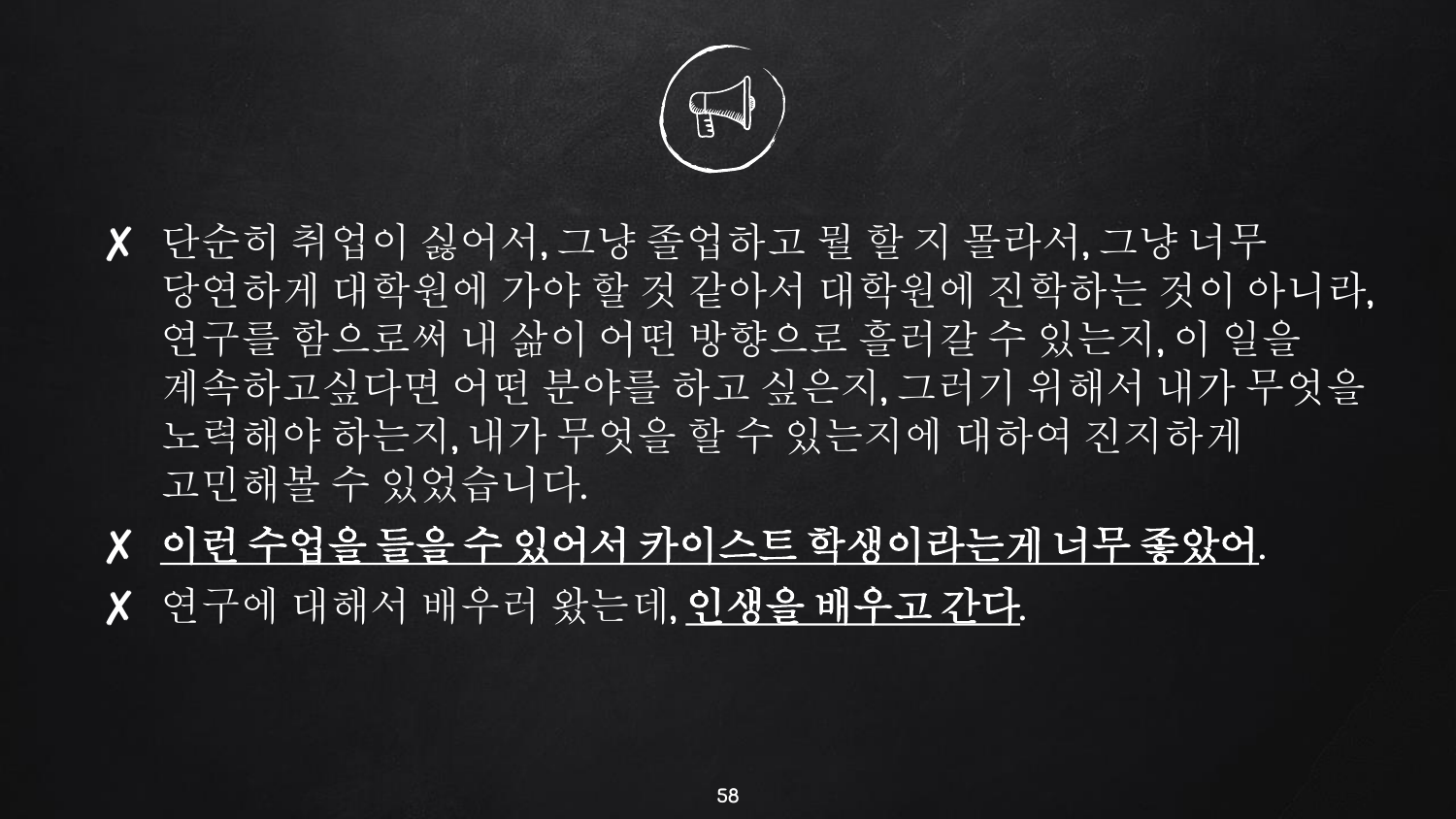- ✗ 단순히 취업이 싫어서, 그냥 졸업하고 뭘 할 지 몰라서, 그냥 너무 당연하게 대학원에 가야 할 것 같아서 대학원에 진학하는 것이 아니라, 연구를 함으로써 내 삶이 어떤 방향으로 흘러갈 수 있는지, 이 일을 계속하고싶다면 어떤 분야를 하고 싶은지, 그러기 위해서 내가 무엇을 노력해야 하는지, 내가 무엇을 할 수 있는지에 대하여 진지하게 고민해볼 수 있었습니다.
- ✗ <u>이런 수업을 들을 수 있어서 카이스트 학생이라는게 너무 좋았어</u>.
- ✗ 연구에 대해서 배우러 왔는데, <u>인생을 배우고 간다</u>.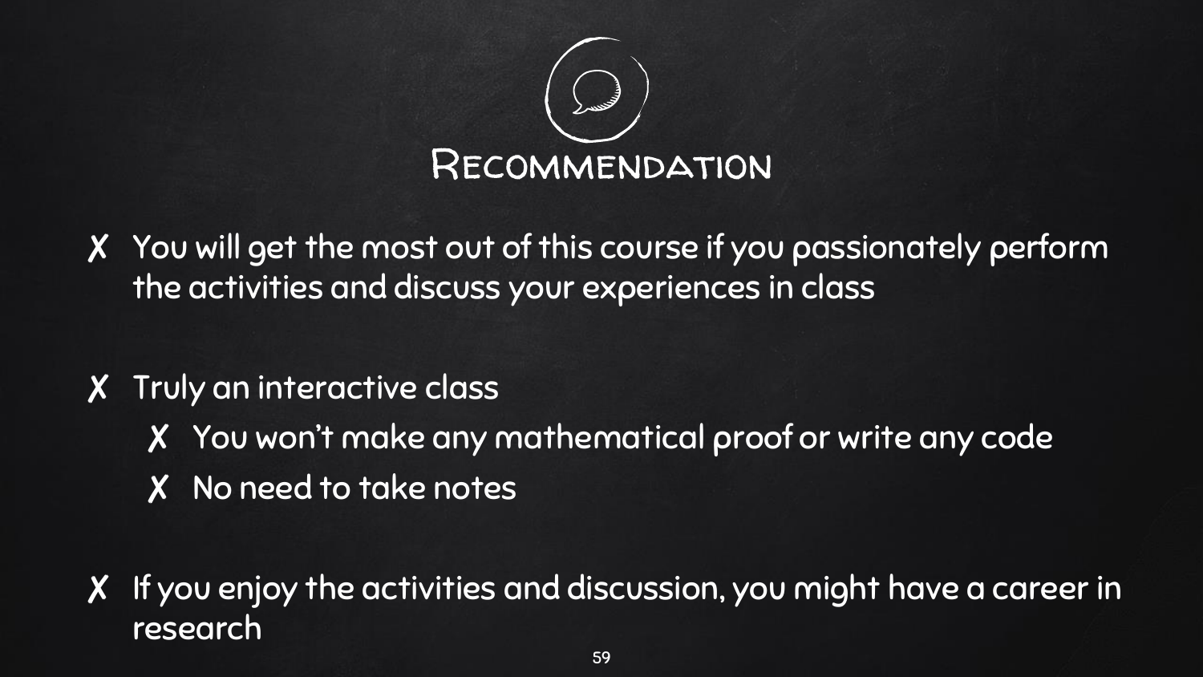# Recommendation

- You will get the most out of this course if you passionately perform the activities and discuss your experiences in class
- Truly an interactive class
  - You won't make any mathematical proof or write any code
  - No need to take notes
- If you enjoy the activities and discussion, you might have a career in research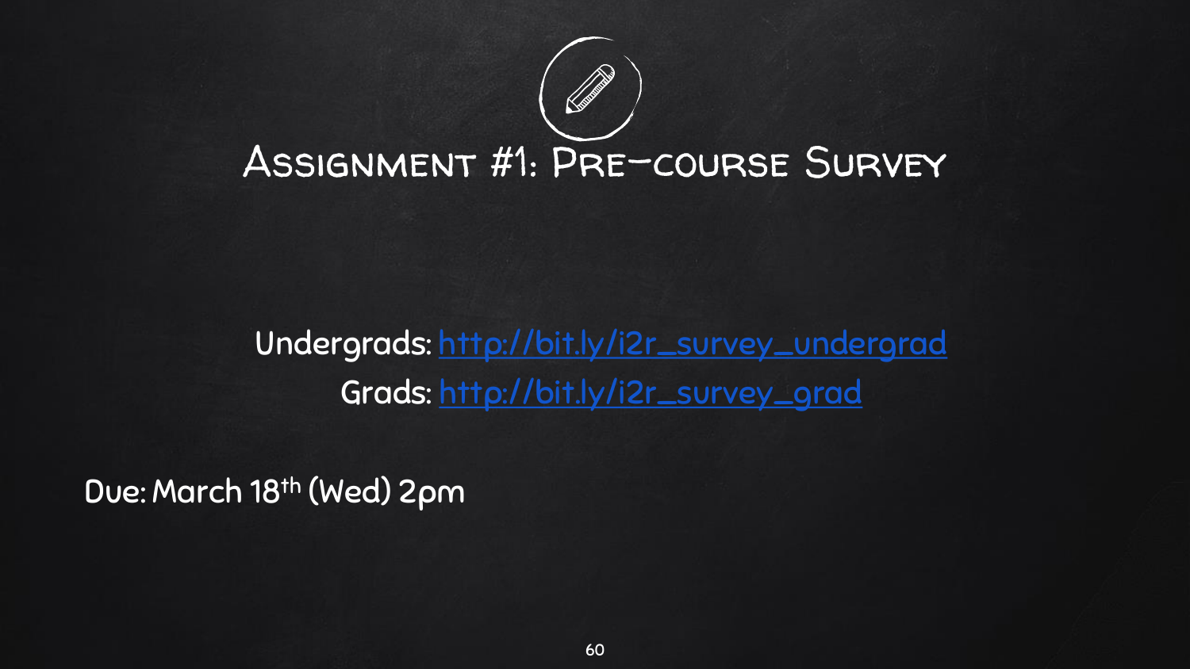# Assignment #1: Pre-course Survey

Undergrads: [http://bit.ly/i2r_survey_undergrad](http://bit.ly/i2r_survey_undergrad)

Grads: [http://bit.ly/i2r_survey_grad](http://bit.ly/i2r_survey_grad)

Due: March 18th (Wed) 2pm